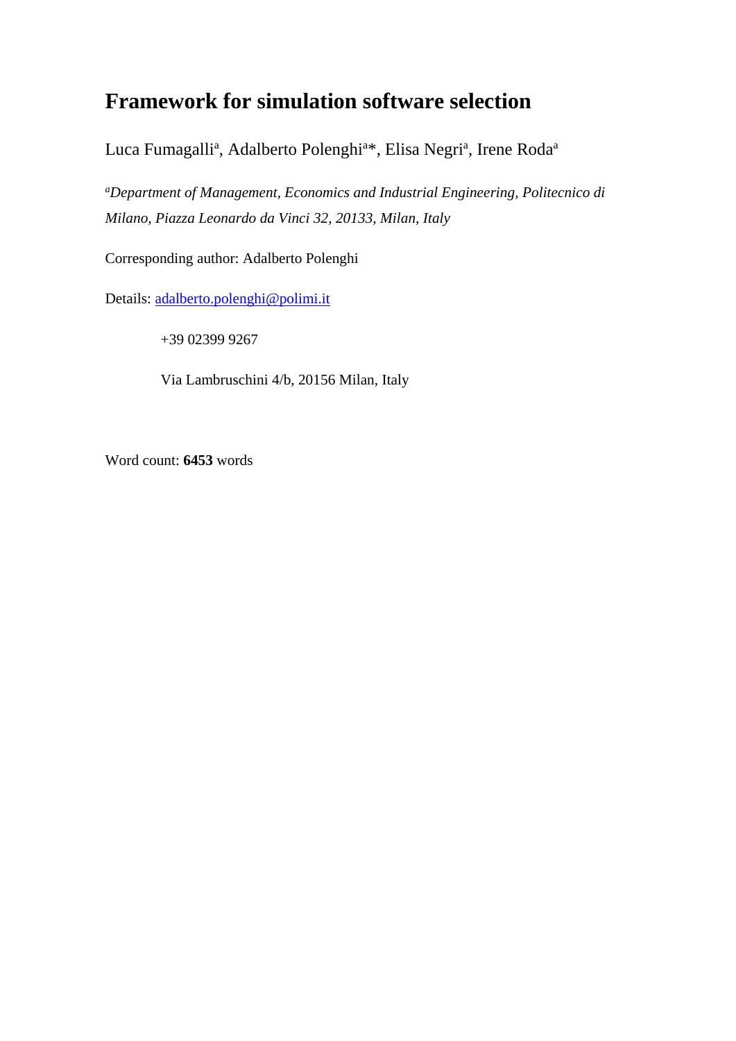# Framework for simulation software selection

Luca Fumagalli[a], Adalberto Polenghi[a]*, Elisa Negri[a], Irene Roda[a]

*[a]Department of Management, Economics and Industrial Engineering, Politecnico di Milano, Piazza Leonardo da Vinci 32, 20133, Milan, Italy*

Corresponding author: Adalberto Polenghi

Details: adalberto.polenghi@polimi.it

+39 02399 9267

Via Lambruschini 4/b, 20156 Milan, Italy

Word count: **6453** words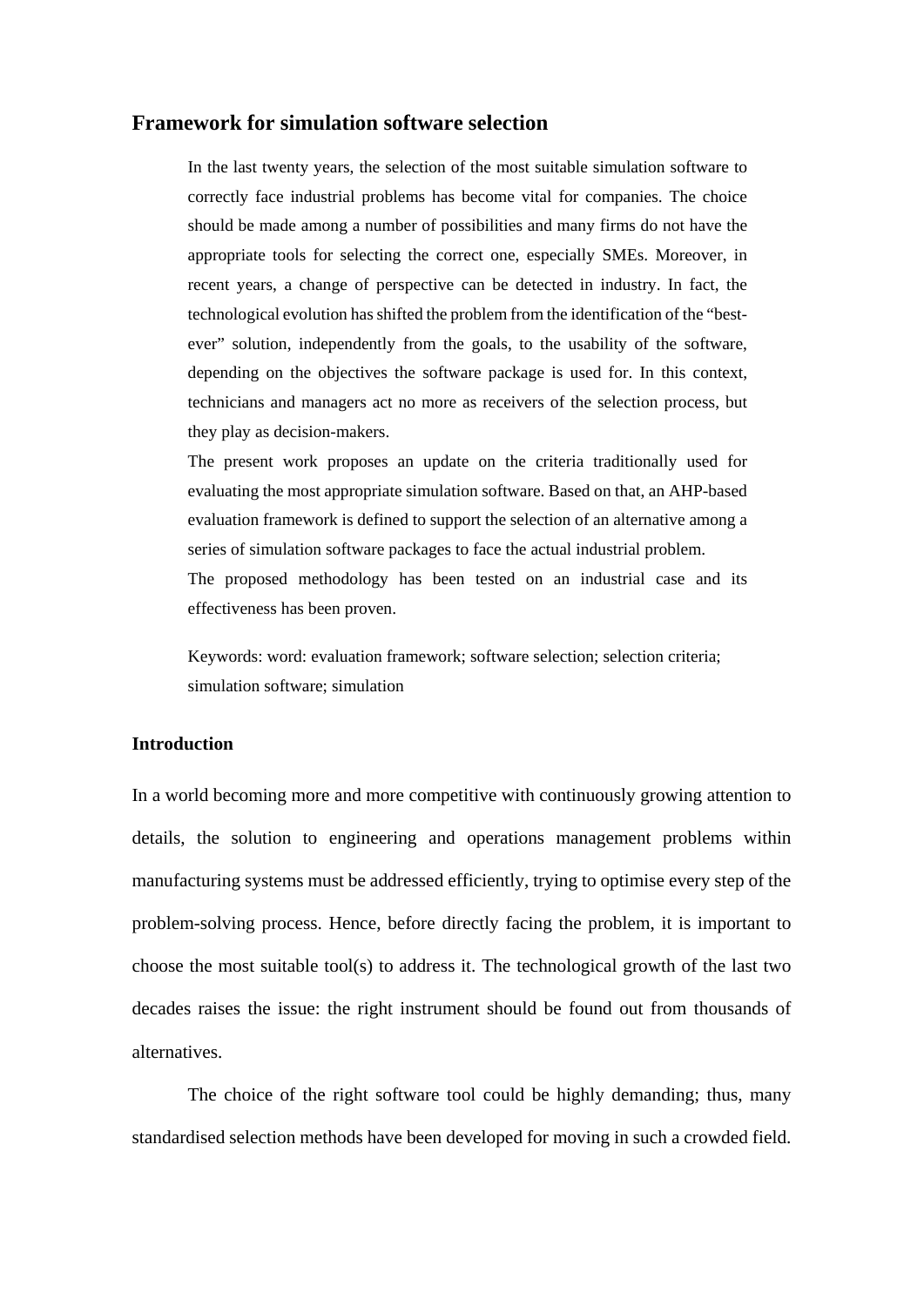## Framework for simulation software selection

In the last twenty years, the selection of the most suitable simulation software to correctly face industrial problems has become vital for companies. The choice should be made among a number of possibilities and many firms do not have the appropriate tools for selecting the correct one, especially SMEs. Moreover, in recent years, a change of perspective can be detected in industry. In fact, the technological evolution has shifted the problem from the identification of the "best-ever" solution, independently from the goals, to the usability of the software, depending on the objectives the software package is used for. In this context, technicians and managers act no more as receivers of the selection process, but they play as decision-makers.

The present work proposes an update on the criteria traditionally used for evaluating the most appropriate simulation software. Based on that, an AHP-based evaluation framework is defined to support the selection of an alternative among a series of simulation software packages to face the actual industrial problem.

The proposed methodology has been tested on an industrial case and its effectiveness has been proven.

Keywords: word: evaluation framework; software selection; selection criteria; simulation software; simulation

### Introduction

In a world becoming more and more competitive with continuously growing attention to details, the solution to engineering and operations management problems within manufacturing systems must be addressed efficiently, trying to optimise every step of the problem-solving process. Hence, before directly facing the problem, it is important to choose the most suitable tool(s) to address it. The technological growth of the last two decades raises the issue: the right instrument should be found out from thousands of alternatives.

The choice of the right software tool could be highly demanding; thus, many standardised selection methods have been developed for moving in such a crowded field.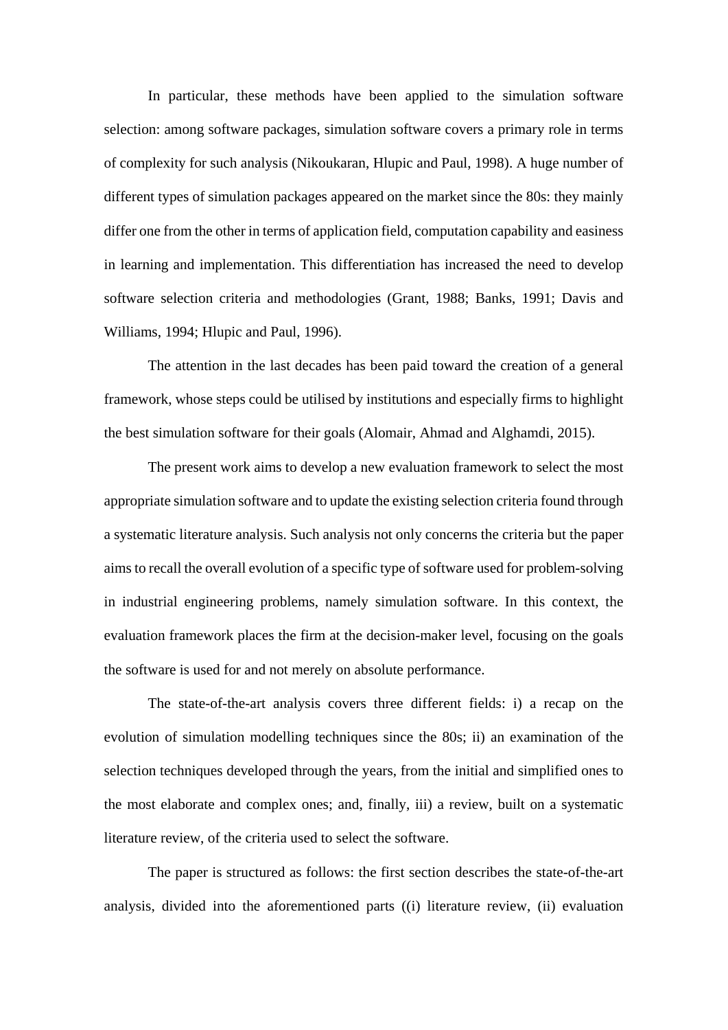In particular, these methods have been applied to the simulation software selection: among software packages, simulation software covers a primary role in terms of complexity for such analysis (Nikoukaran, Hlupic and Paul, 1998). A huge number of different types of simulation packages appeared on the market since the 80s: they mainly differ one from the other in terms of application field, computation capability and easiness in learning and implementation. This differentiation has increased the need to develop software selection criteria and methodologies (Grant, 1988; Banks, 1991; Davis and Williams, 1994; Hlupic and Paul, 1996).

The attention in the last decades has been paid toward the creation of a general framework, whose steps could be utilised by institutions and especially firms to highlight the best simulation software for their goals (Alomair, Ahmad and Alghamdi, 2015).

The present work aims to develop a new evaluation framework to select the most appropriate simulation software and to update the existing selection criteria found through a systematic literature analysis. Such analysis not only concerns the criteria but the paper aims to recall the overall evolution of a specific type of software used for problem-solving in industrial engineering problems, namely simulation software. In this context, the evaluation framework places the firm at the decision-maker level, focusing on the goals the software is used for and not merely on absolute performance.

The state-of-the-art analysis covers three different fields: i) a recap on the evolution of simulation modelling techniques since the 80s; ii) an examination of the selection techniques developed through the years, from the initial and simplified ones to the most elaborate and complex ones; and, finally, iii) a review, built on a systematic literature review, of the criteria used to select the software.

The paper is structured as follows: the first section describes the state-of-the-art analysis, divided into the aforementioned parts ((i) literature review, (ii) evaluation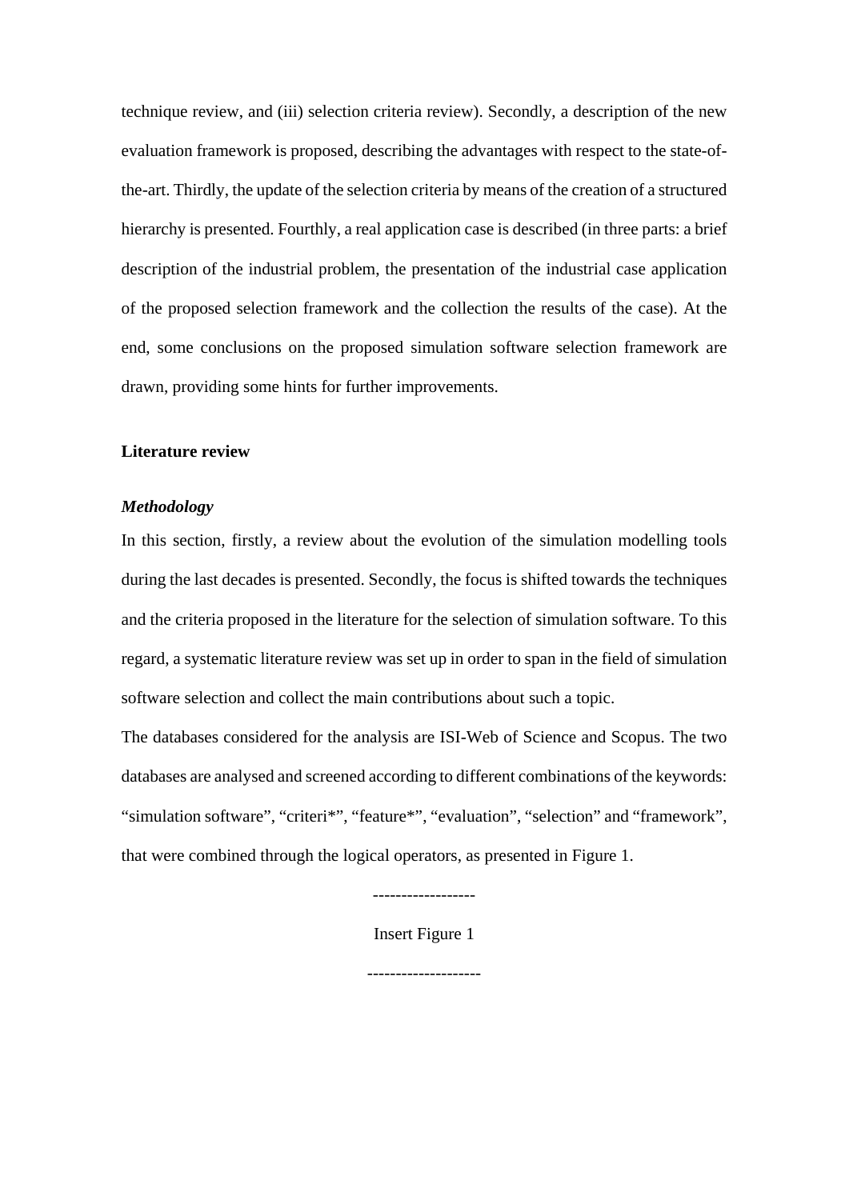technique review, and (iii) selection criteria review). Secondly, a description of the new evaluation framework is proposed, describing the advantages with respect to the state-of-the-art. Thirdly, the update of the selection criteria by means of the creation of a structured hierarchy is presented. Fourthly, a real application case is described (in three parts: a brief description of the industrial problem, the presentation of the industrial case application of the proposed selection framework and the collection the results of the case). At the end, some conclusions on the proposed simulation software selection framework are drawn, providing some hints for further improvements.

## Literature review

### *Methodology*

In this section, firstly, a review about the evolution of the simulation modelling tools during the last decades is presented. Secondly, the focus is shifted towards the techniques and the criteria proposed in the literature for the selection of simulation software. To this regard, a systematic literature review was set up in order to span in the field of simulation software selection and collect the main contributions about such a topic.

The databases considered for the analysis are ISI-Web of Science and Scopus. The two databases are analysed and screened according to different combinations of the keywords: "simulation software", "criteri*", "feature*", "evaluation", "selection" and "framework", that were combined through the logical operators, as presented in Figure 1.

------------------

Insert Figure 1

--------------------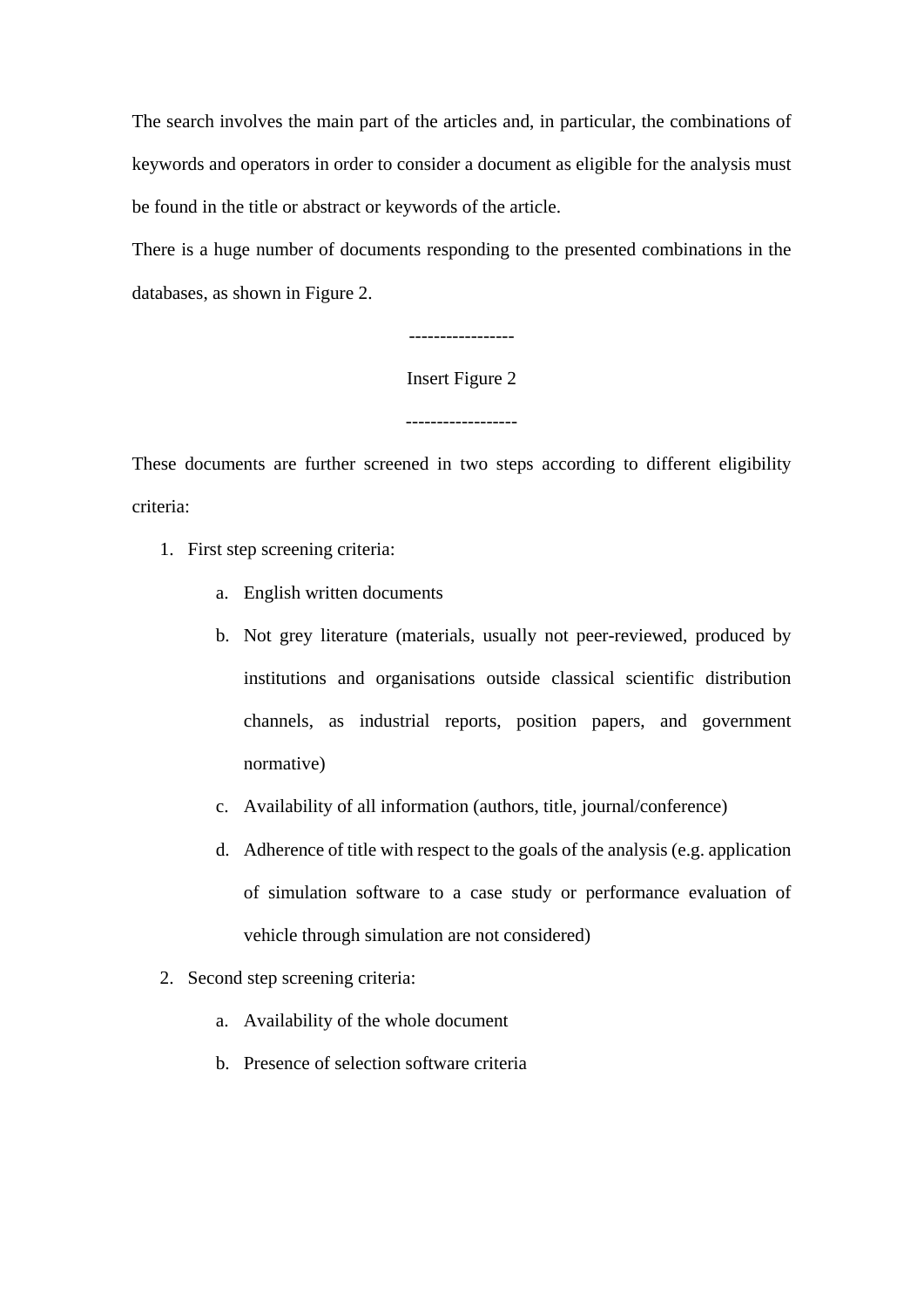The search involves the main part of the articles and, in particular, the combinations of keywords and operators in order to consider a document as eligible for the analysis must be found in the title or abstract or keywords of the article.

There is a huge number of documents responding to the presented combinations in the databases, as shown in Figure 2.

----------------

Insert Figure 2

-----------------

These documents are further screened in two steps according to different eligibility criteria:

1. First step screening criteria:
    a. English written documents
    b. Not grey literature (materials, usually not peer-reviewed, produced by institutions and organisations outside classical scientific distribution channels, as industrial reports, position papers, and government normative)
    c. Availability of all information (authors, title, journal/conference)
    d. Adherence of title with respect to the goals of the analysis (e.g. application of simulation software to a case study or performance evaluation of vehicle through simulation are not considered)
2. Second step screening criteria:
    a. Availability of the whole document
    b. Presence of selection software criteria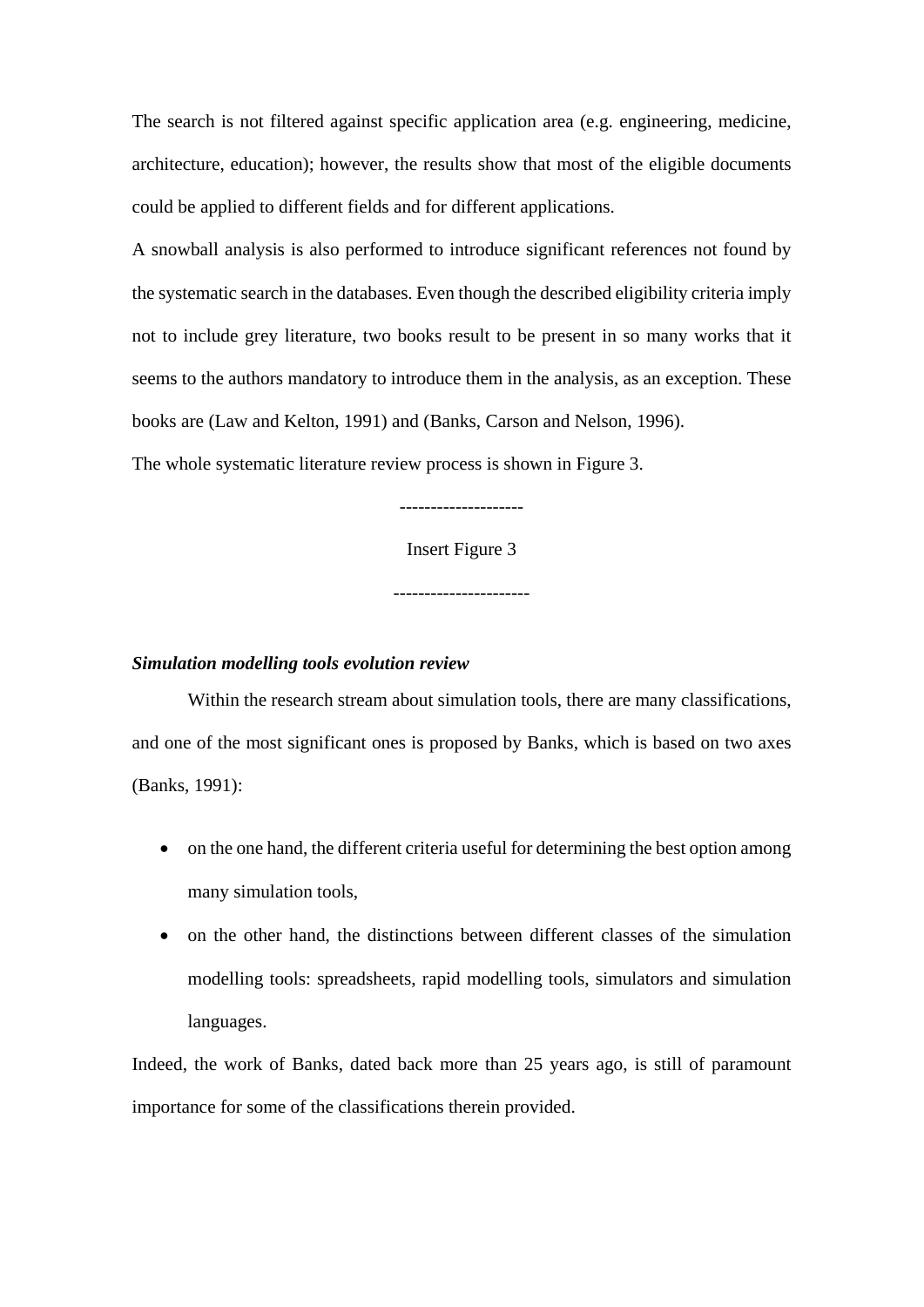The search is not filtered against specific application area (e.g. engineering, medicine, architecture, education); however, the results show that most of the eligible documents could be applied to different fields and for different applications.

A snowball analysis is also performed to introduce significant references not found by the systematic search in the databases. Even though the described eligibility criteria imply not to include grey literature, two books result to be present in so many works that it seems to the authors mandatory to introduce them in the analysis, as an exception. These books are (Law and Kelton, 1991) and (Banks, Carson and Nelson, 1996).

The whole systematic literature review process is shown in Figure 3.

--------------------

Insert Figure 3

---------------------

***Simulation modelling tools evolution review***

Within the research stream about simulation tools, there are many classifications, and one of the most significant ones is proposed by Banks, which is based on two axes (Banks, 1991):

- on the one hand, the different criteria useful for determining the best option among many simulation tools,
- on the other hand, the distinctions between different classes of the simulation modelling tools: spreadsheets, rapid modelling tools, simulators and simulation languages.

Indeed, the work of Banks, dated back more than 25 years ago, is still of paramount importance for some of the classifications therein provided.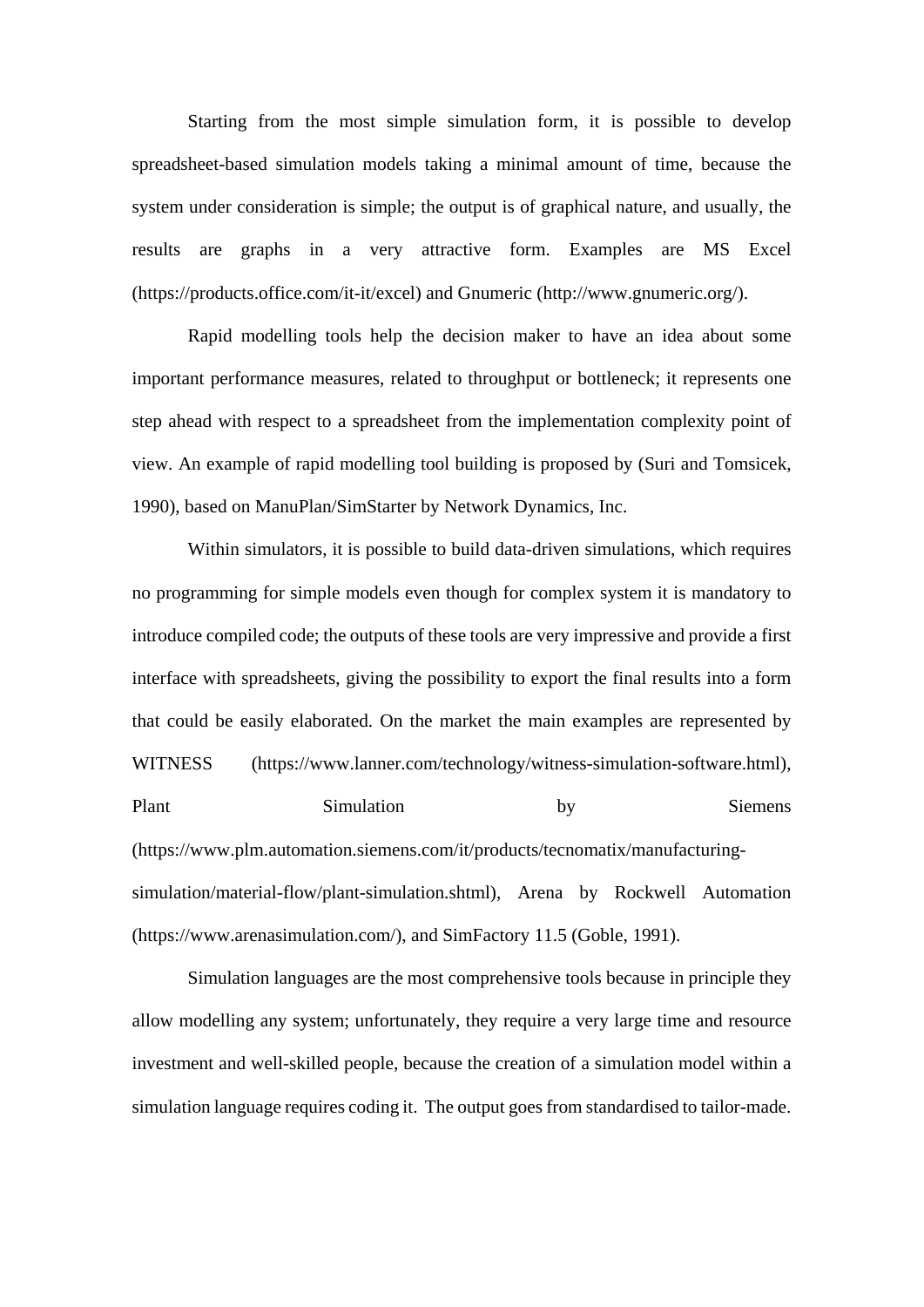Starting from the most simple simulation form, it is possible to develop spreadsheet-based simulation models taking a minimal amount of time, because the system under consideration is simple; the output is of graphical nature, and usually, the results are graphs in a very attractive form. Examples are MS Excel (https://products.office.com/it-it/excel) and Gnumeric (http://www.gnumeric.org/).

Rapid modelling tools help the decision maker to have an idea about some important performance measures, related to throughput or bottleneck; it represents one step ahead with respect to a spreadsheet from the implementation complexity point of view. An example of rapid modelling tool building is proposed by (Suri and Tomsicek, 1990), based on ManuPlan/SimStarter by Network Dynamics, Inc.

Within simulators, it is possible to build data-driven simulations, which requires no programming for simple models even though for complex system it is mandatory to introduce compiled code; the outputs of these tools are very impressive and provide a first interface with spreadsheets, giving the possibility to export the final results into a form that could be easily elaborated. On the market the main examples are represented by WITNESS (https://www.lanner.com/technology/witness-simulation-software.html), Plant Simulation by Siemens (https://www.plm.automation.siemens.com/it/products/tecnomatix/manufacturing-simulation/material-flow/plant-simulation.shtml), Arena by Rockwell Automation (https://www.arenasimulation.com/), and SimFactory 11.5 (Goble, 1991).

Simulation languages are the most comprehensive tools because in principle they allow modelling any system; unfortunately, they require a very large time and resource investment and well-skilled people, because the creation of a simulation model within a simulation language requires coding it. The output goes from standardised to tailor-made.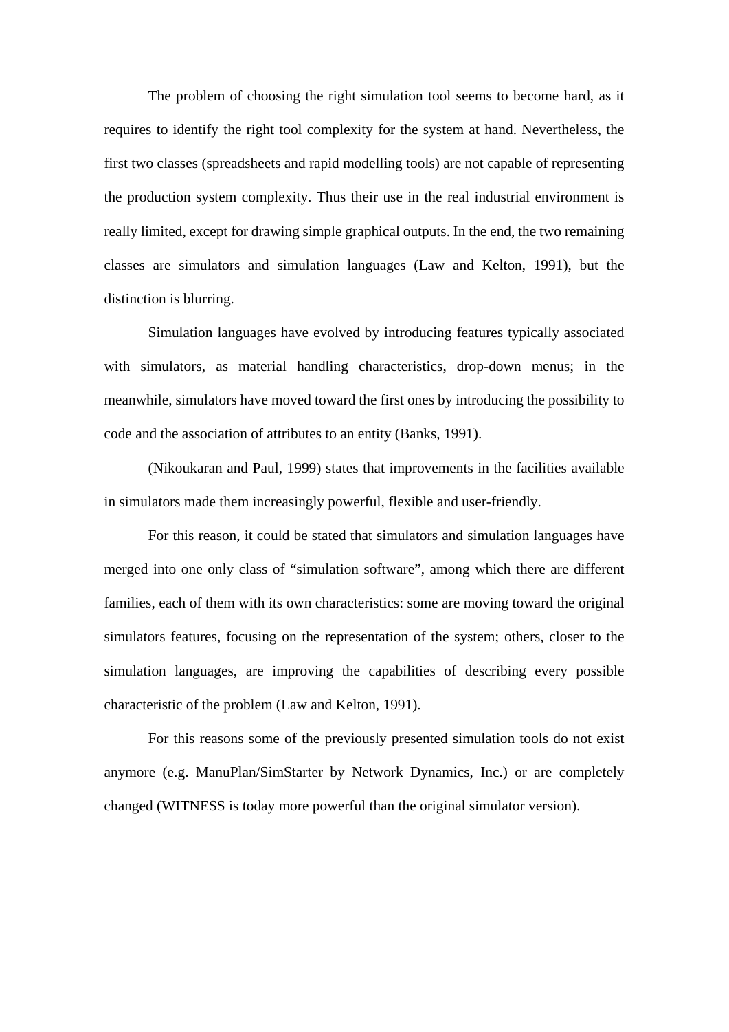The problem of choosing the right simulation tool seems to become hard, as it requires to identify the right tool complexity for the system at hand. Nevertheless, the first two classes (spreadsheets and rapid modelling tools) are not capable of representing the production system complexity. Thus their use in the real industrial environment is really limited, except for drawing simple graphical outputs. In the end, the two remaining classes are simulators and simulation languages (Law and Kelton, 1991), but the distinction is blurring.

Simulation languages have evolved by introducing features typically associated with simulators, as material handling characteristics, drop-down menus; in the meanwhile, simulators have moved toward the first ones by introducing the possibility to code and the association of attributes to an entity (Banks, 1991).

(Nikoukaran and Paul, 1999) states that improvements in the facilities available in simulators made them increasingly powerful, flexible and user-friendly.

For this reason, it could be stated that simulators and simulation languages have merged into one only class of "simulation software", among which there are different families, each of them with its own characteristics: some are moving toward the original simulators features, focusing on the representation of the system; others, closer to the simulation languages, are improving the capabilities of describing every possible characteristic of the problem (Law and Kelton, 1991).

For this reasons some of the previously presented simulation tools do not exist anymore (e.g. ManuPlan/SimStarter by Network Dynamics, Inc.) or are completely changed (WITNESS is today more powerful than the original simulator version).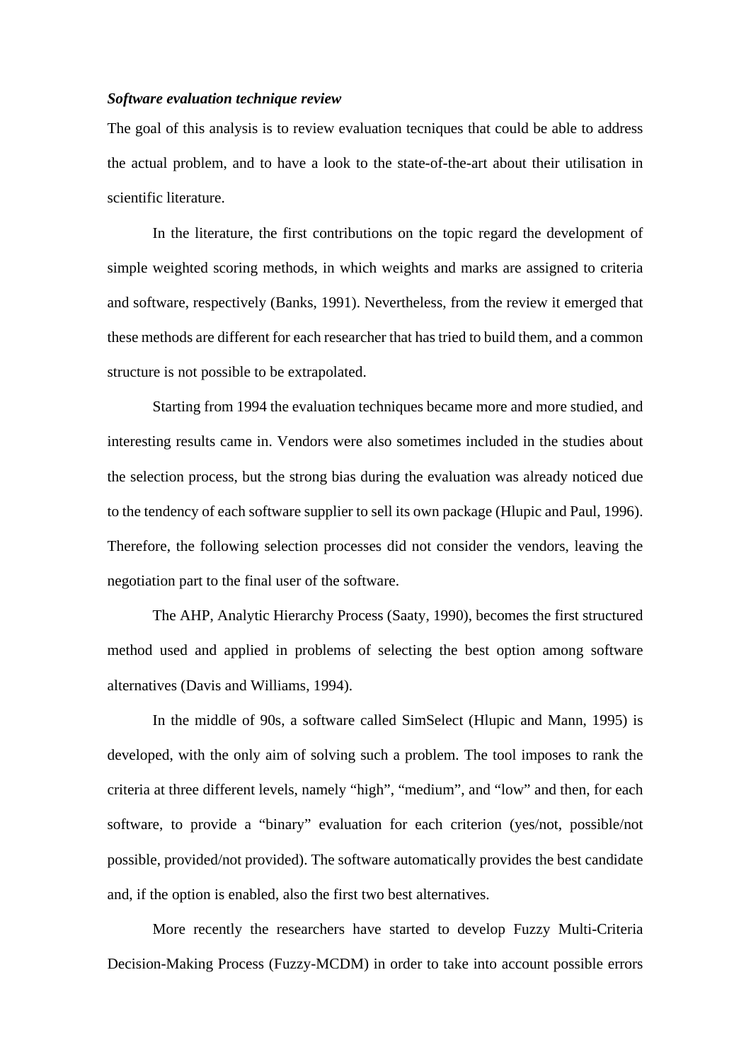***Software evaluation technique review***

The goal of this analysis is to review evaluation tecniques that could be able to address the actual problem, and to have a look to the state-of-the-art about their utilisation in scientific literature.

In the literature, the first contributions on the topic regard the development of simple weighted scoring methods, in which weights and marks are assigned to criteria and software, respectively (Banks, 1991). Nevertheless, from the review it emerged that these methods are different for each researcher that has tried to build them, and a common structure is not possible to be extrapolated.

Starting from 1994 the evaluation techniques became more and more studied, and interesting results came in. Vendors were also sometimes included in the studies about the selection process, but the strong bias during the evaluation was already noticed due to the tendency of each software supplier to sell its own package (Hlupic and Paul, 1996). Therefore, the following selection processes did not consider the vendors, leaving the negotiation part to the final user of the software.

The AHP, Analytic Hierarchy Process (Saaty, 1990), becomes the first structured method used and applied in problems of selecting the best option among software alternatives (Davis and Williams, 1994).

In the middle of 90s, a software called SimSelect (Hlupic and Mann, 1995) is developed, with the only aim of solving such a problem. The tool imposes to rank the criteria at three different levels, namely "high", "medium", and "low" and then, for each software, to provide a "binary" evaluation for each criterion (yes/not, possible/not possible, provided/not provided). The software automatically provides the best candidate and, if the option is enabled, also the first two best alternatives.

More recently the researchers have started to develop Fuzzy Multi-Criteria Decision-Making Process (Fuzzy-MCDM) in order to take into account possible errors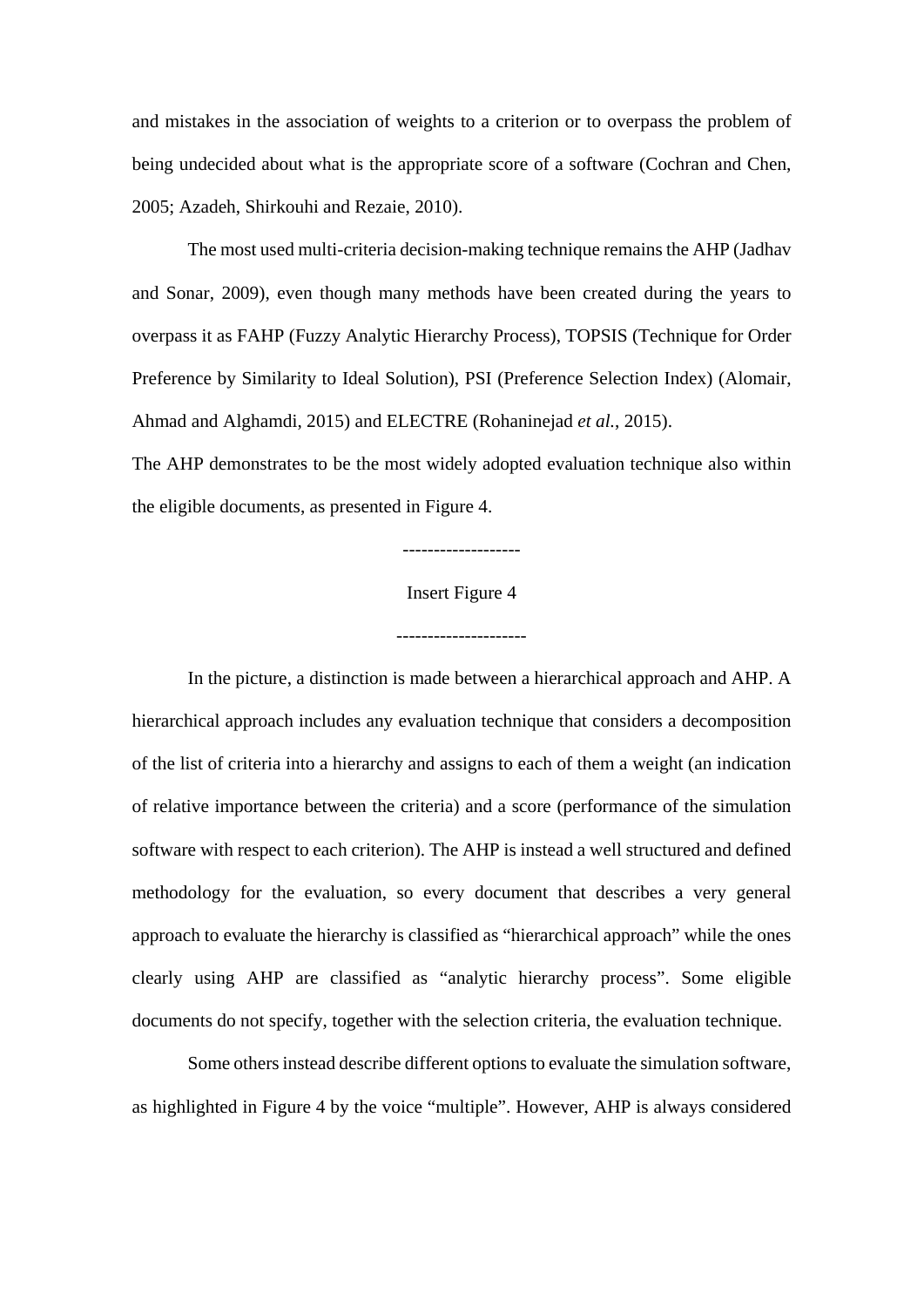and mistakes in the association of weights to a criterion or to overpass the problem of being undecided about what is the appropriate score of a software (Cochran and Chen, 2005; Azadeh, Shirkouhi and Rezaie, 2010).

The most used multi-criteria decision-making technique remains the AHP (Jadhav and Sonar, 2009), even though many methods have been created during the years to overpass it as FAHP (Fuzzy Analytic Hierarchy Process), TOPSIS (Technique for Order Preference by Similarity to Ideal Solution), PSI (Preference Selection Index) (Alomair, Ahmad and Alghamdi, 2015) and ELECTRE (Rohaninejad *et al.*, 2015).

The AHP demonstrates to be the most widely adopted evaluation technique also within the eligible documents, as presented in Figure 4.

-------------------

Insert Figure 4

---------------------

In the picture, a distinction is made between a hierarchical approach and AHP. A hierarchical approach includes any evaluation technique that considers a decomposition of the list of criteria into a hierarchy and assigns to each of them a weight (an indication of relative importance between the criteria) and a score (performance of the simulation software with respect to each criterion). The AHP is instead a well structured and defined methodology for the evaluation, so every document that describes a very general approach to evaluate the hierarchy is classified as "hierarchical approach" while the ones clearly using AHP are classified as "analytic hierarchy process". Some eligible documents do not specify, together with the selection criteria, the evaluation technique.

Some others instead describe different options to evaluate the simulation software, as highlighted in Figure 4 by the voice "multiple". However, AHP is always considered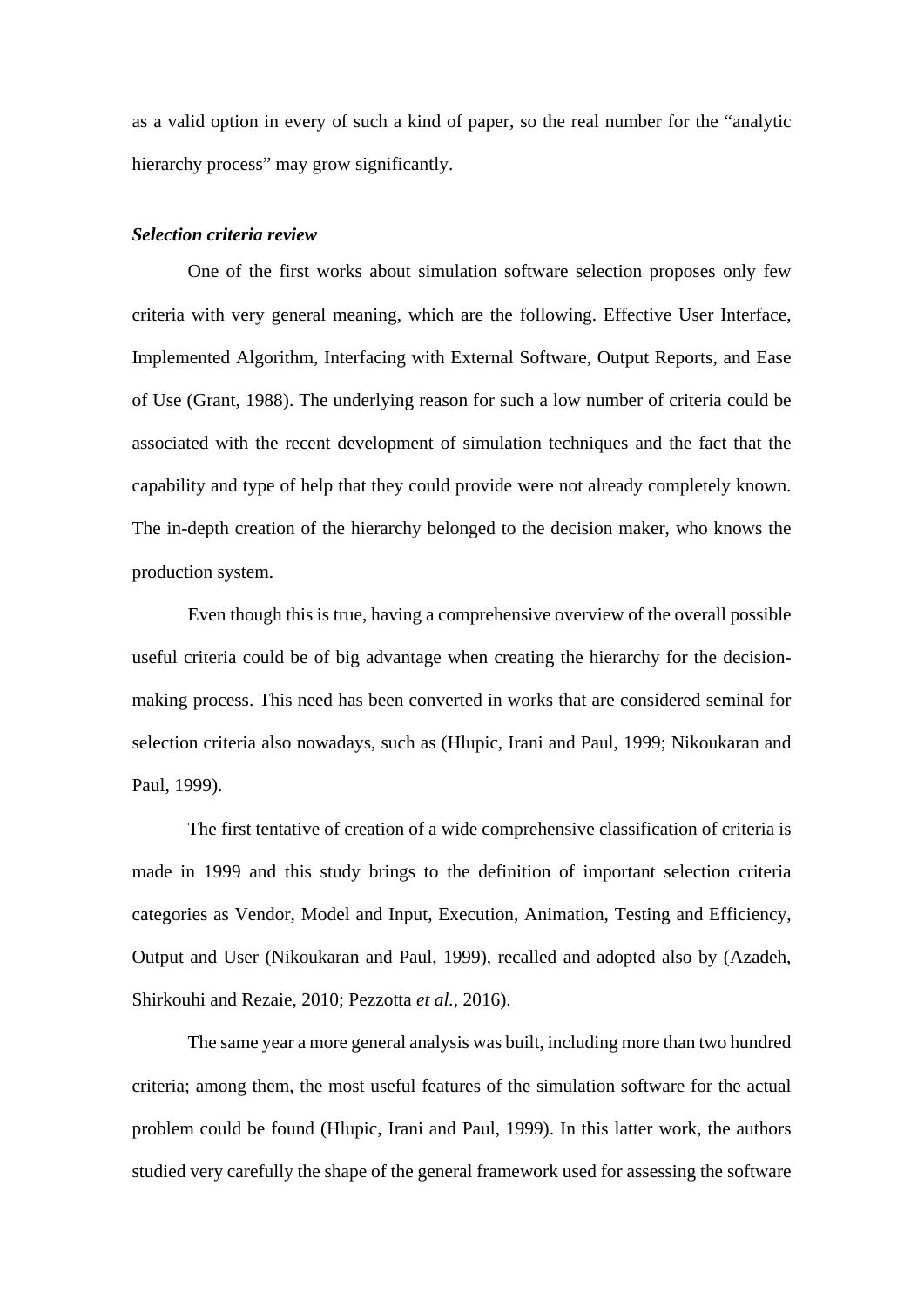as a valid option in every of such a kind of paper, so the real number for the "analytic hierarchy process" may grow significantly.

***Selection criteria review***

One of the first works about simulation software selection proposes only few criteria with very general meaning, which are the following. Effective User Interface, Implemented Algorithm, Interfacing with External Software, Output Reports, and Ease of Use (Grant, 1988). The underlying reason for such a low number of criteria could be associated with the recent development of simulation techniques and the fact that the capability and type of help that they could provide were not already completely known. The in-depth creation of the hierarchy belonged to the decision maker, who knows the production system.

Even though this is true, having a comprehensive overview of the overall possible useful criteria could be of big advantage when creating the hierarchy for the decision-making process. This need has been converted in works that are considered seminal for selection criteria also nowadays, such as (Hlupic, Irani and Paul, 1999; Nikoukaran and Paul, 1999).

The first tentative of creation of a wide comprehensive classification of criteria is made in 1999 and this study brings to the definition of important selection criteria categories as Vendor, Model and Input, Execution, Animation, Testing and Efficiency, Output and User (Nikoukaran and Paul, 1999), recalled and adopted also by (Azadeh, Shirkouhi and Rezaie, 2010; Pezzotta *et al.*, 2016).

The same year a more general analysis was built, including more than two hundred criteria; among them, the most useful features of the simulation software for the actual problem could be found (Hlupic, Irani and Paul, 1999). In this latter work, the authors studied very carefully the shape of the general framework used for assessing the software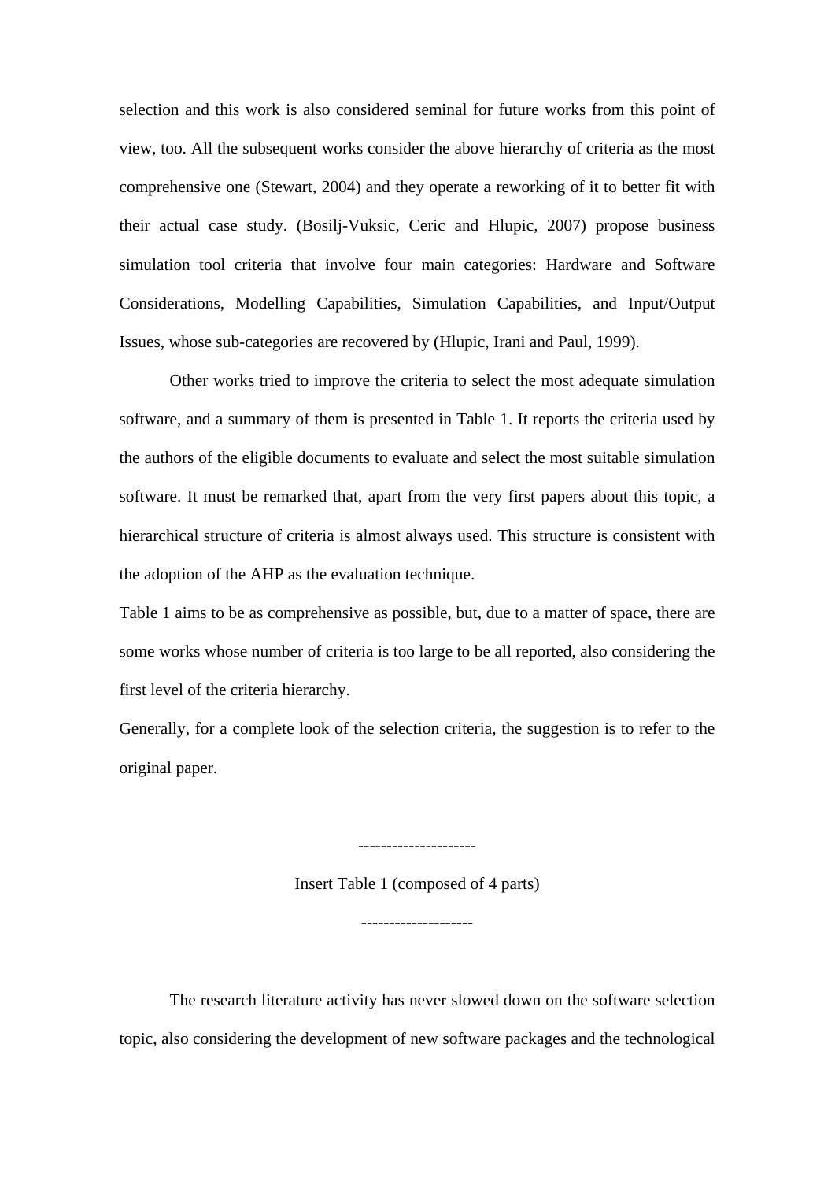selection and this work is also considered seminal for future works from this point of view, too. All the subsequent works consider the above hierarchy of criteria as the most comprehensive one (Stewart, 2004) and they operate a reworking of it to better fit with their actual case study. (Bosilj-Vuksic, Ceric and Hlupic, 2007) propose business simulation tool criteria that involve four main categories: Hardware and Software Considerations, Modelling Capabilities, Simulation Capabilities, and Input/Output Issues, whose sub-categories are recovered by (Hlupic, Irani and Paul, 1999).

Other works tried to improve the criteria to select the most adequate simulation software, and a summary of them is presented in Table 1. It reports the criteria used by the authors of the eligible documents to evaluate and select the most suitable simulation software. It must be remarked that, apart from the very first papers about this topic, a hierarchical structure of criteria is almost always used. This structure is consistent with the adoption of the AHP as the evaluation technique.

Table 1 aims to be as comprehensive as possible, but, due to a matter of space, there are some works whose number of criteria is too large to be all reported, also considering the first level of the criteria hierarchy.

Generally, for a complete look of the selection criteria, the suggestion is to refer to the original paper.

---------------------

Insert Table 1 (composed of 4 parts)

--------------------

The research literature activity has never slowed down on the software selection topic, also considering the development of new software packages and the technological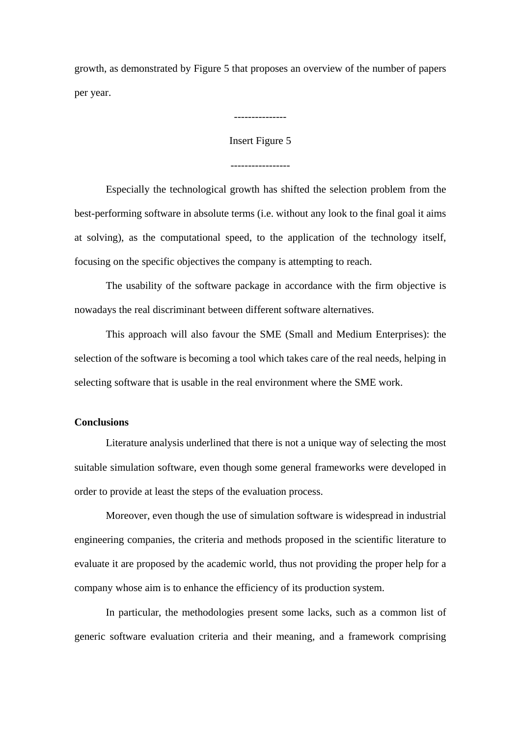growth, as demonstrated by Figure 5 that proposes an overview of the number of papers per year.

---------------

Insert Figure 5

----------------

Especially the technological growth has shifted the selection problem from the best-performing software in absolute terms (i.e. without any look to the final goal it aims at solving), as the computational speed, to the application of the technology itself, focusing on the specific objectives the company is attempting to reach.

The usability of the software package in accordance with the firm objective is nowadays the real discriminant between different software alternatives.

This approach will also favour the SME (Small and Medium Enterprises): the selection of the software is becoming a tool which takes care of the real needs, helping in selecting software that is usable in the real environment where the SME work.

**Conclusions**

Literature analysis underlined that there is not a unique way of selecting the most suitable simulation software, even though some general frameworks were developed in order to provide at least the steps of the evaluation process.

Moreover, even though the use of simulation software is widespread in industrial engineering companies, the criteria and methods proposed in the scientific literature to evaluate it are proposed by the academic world, thus not providing the proper help for a company whose aim is to enhance the efficiency of its production system.

In particular, the methodologies present some lacks, such as a common list of generic software evaluation criteria and their meaning, and a framework comprising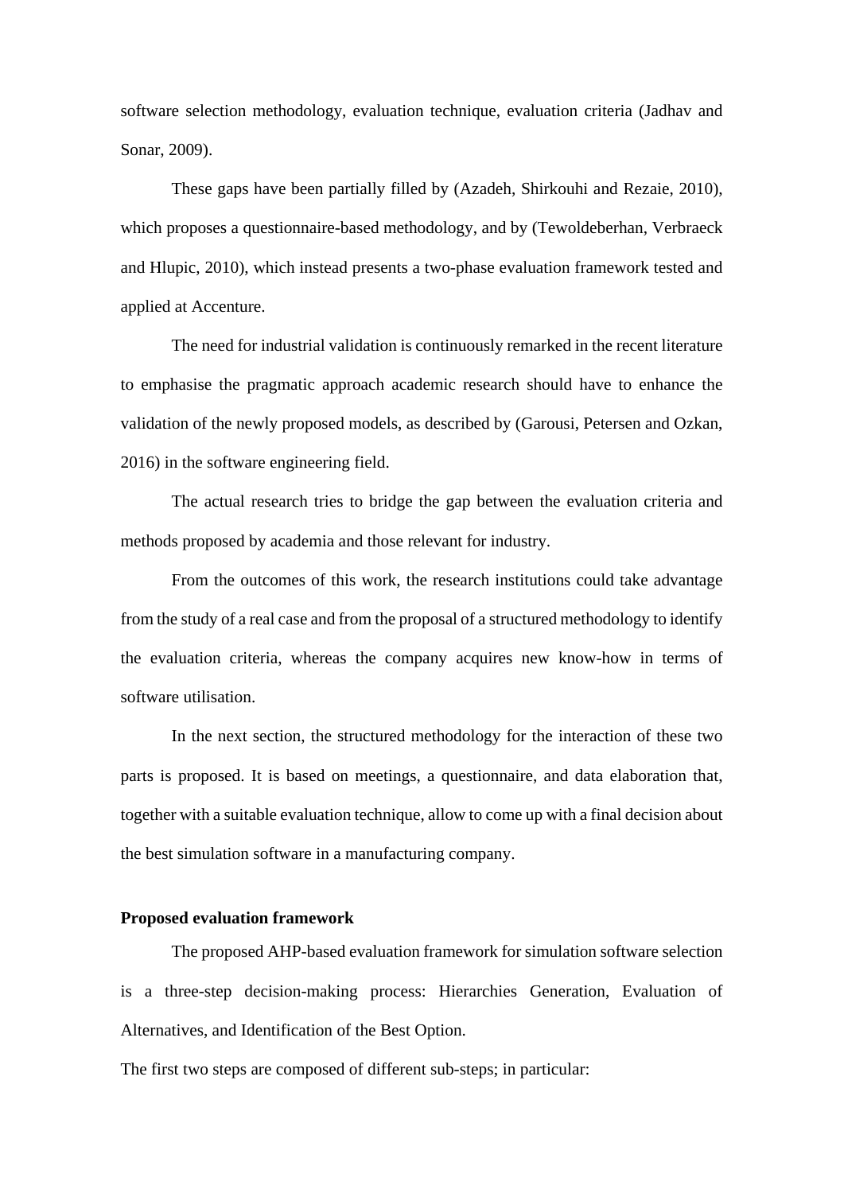software selection methodology, evaluation technique, evaluation criteria (Jadhav and Sonar, 2009).

These gaps have been partially filled by (Azadeh, Shirkouhi and Rezaie, 2010), which proposes a questionnaire-based methodology, and by (Tewoldeberhan, Verbraeck and Hlupic, 2010), which instead presents a two-phase evaluation framework tested and applied at Accenture.

The need for industrial validation is continuously remarked in the recent literature to emphasise the pragmatic approach academic research should have to enhance the validation of the newly proposed models, as described by (Garousi, Petersen and Ozkan, 2016) in the software engineering field.

The actual research tries to bridge the gap between the evaluation criteria and methods proposed by academia and those relevant for industry.

From the outcomes of this work, the research institutions could take advantage from the study of a real case and from the proposal of a structured methodology to identify the evaluation criteria, whereas the company acquires new know-how in terms of software utilisation.

In the next section, the structured methodology for the interaction of these two parts is proposed. It is based on meetings, a questionnaire, and data elaboration that, together with a suitable evaluation technique, allow to come up with a final decision about the best simulation software in a manufacturing company.

**Proposed evaluation framework**

The proposed AHP-based evaluation framework for simulation software selection is a three-step decision-making process: Hierarchies Generation, Evaluation of Alternatives, and Identification of the Best Option.

The first two steps are composed of different sub-steps; in particular: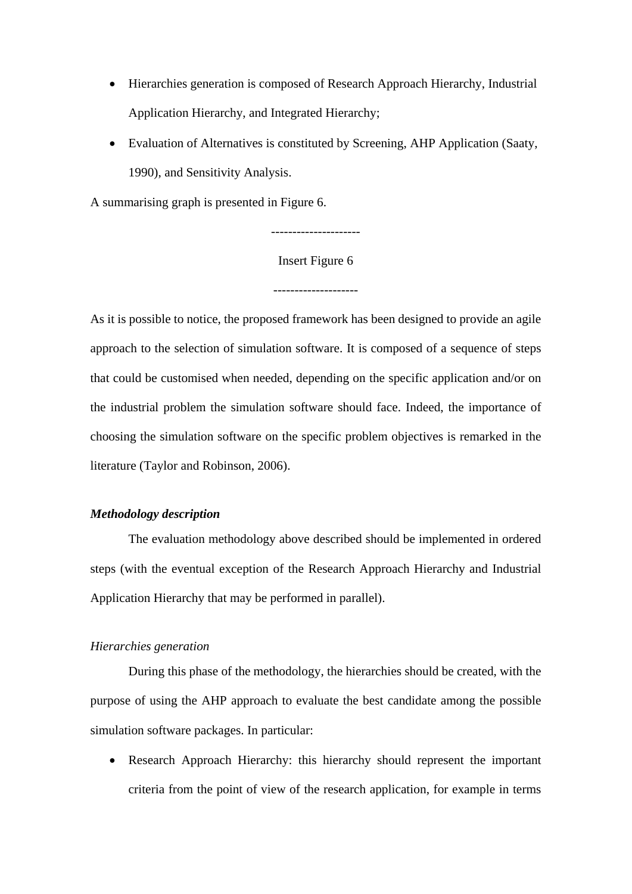- Hierarchies generation is composed of Research Approach Hierarchy, Industrial Application Hierarchy, and Integrated Hierarchy;
- Evaluation of Alternatives is constituted by Screening, AHP Application (Saaty, 1990), and Sensitivity Analysis.

A summarising graph is presented in Figure 6.

---------------------

Insert Figure 6

--------------------

As it is possible to notice, the proposed framework has been designed to provide an agile approach to the selection of simulation software. It is composed of a sequence of steps that could be customised when needed, depending on the specific application and/or on the industrial problem the simulation software should face. Indeed, the importance of choosing the simulation software on the specific problem objectives is remarked in the literature (Taylor and Robinson, 2006).

***Methodology description***

The evaluation methodology above described should be implemented in ordered steps (with the eventual exception of the Research Approach Hierarchy and Industrial Application Hierarchy that may be performed in parallel).

*Hierarchies generation*

During this phase of the methodology, the hierarchies should be created, with the purpose of using the AHP approach to evaluate the best candidate among the possible simulation software packages. In particular:

- Research Approach Hierarchy: this hierarchy should represent the important criteria from the point of view of the research application, for example in terms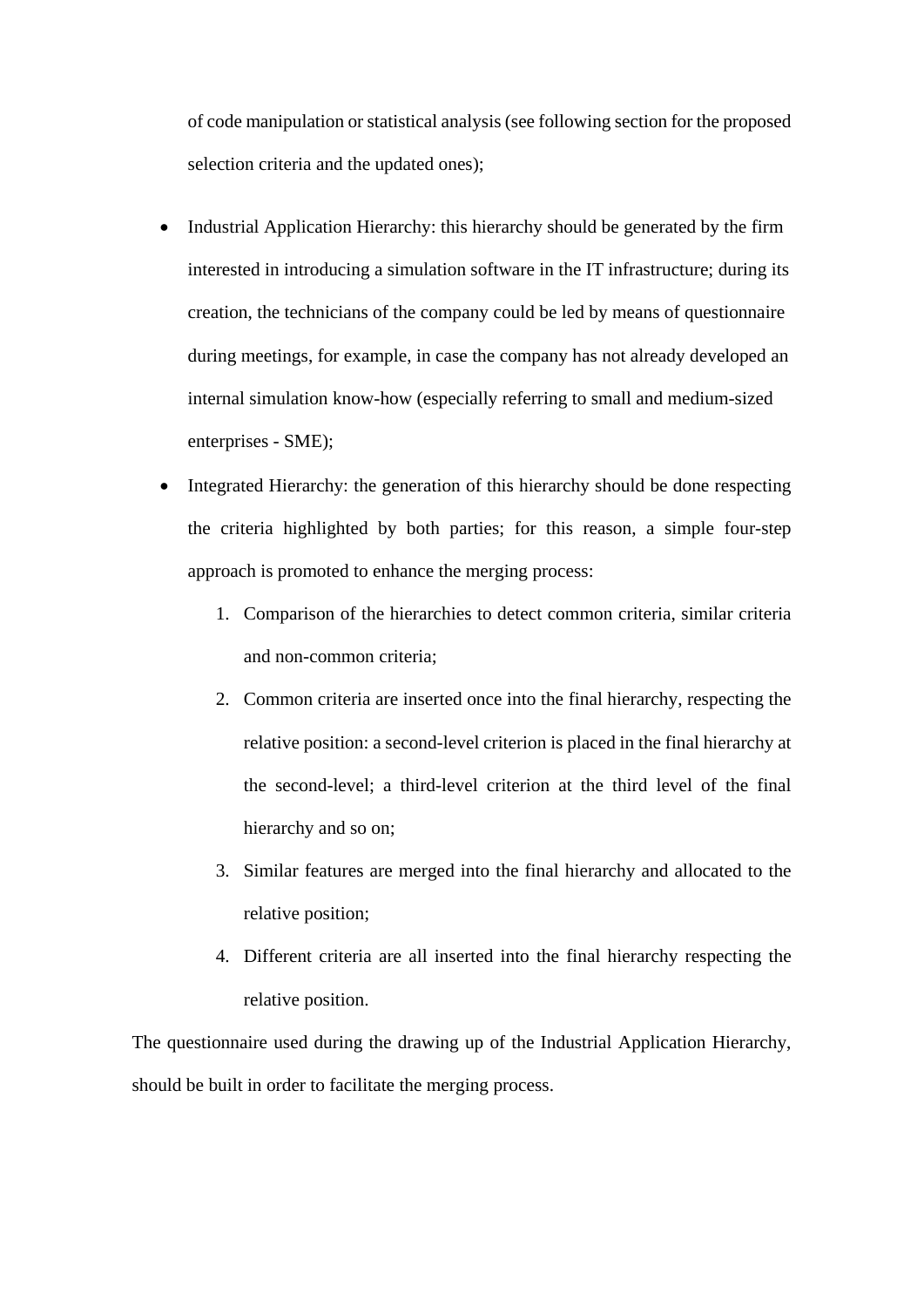of code manipulation or statistical analysis (see following section for the proposed selection criteria and the updated ones);

- Industrial Application Hierarchy: this hierarchy should be generated by the firm interested in introducing a simulation software in the IT infrastructure; during its creation, the technicians of the company could be led by means of questionnaire during meetings, for example, in case the company has not already developed an internal simulation know-how (especially referring to small and medium-sized enterprises - SME);
- Integrated Hierarchy: the generation of this hierarchy should be done respecting the criteria highlighted by both parties; for this reason, a simple four-step approach is promoted to enhance the merging process:
    1. Comparison of the hierarchies to detect common criteria, similar criteria and non-common criteria;
    2. Common criteria are inserted once into the final hierarchy, respecting the relative position: a second-level criterion is placed in the final hierarchy at the second-level; a third-level criterion at the third level of the final hierarchy and so on;
    3. Similar features are merged into the final hierarchy and allocated to the relative position;
    4. Different criteria are all inserted into the final hierarchy respecting the relative position.

The questionnaire used during the drawing up of the Industrial Application Hierarchy, should be built in order to facilitate the merging process.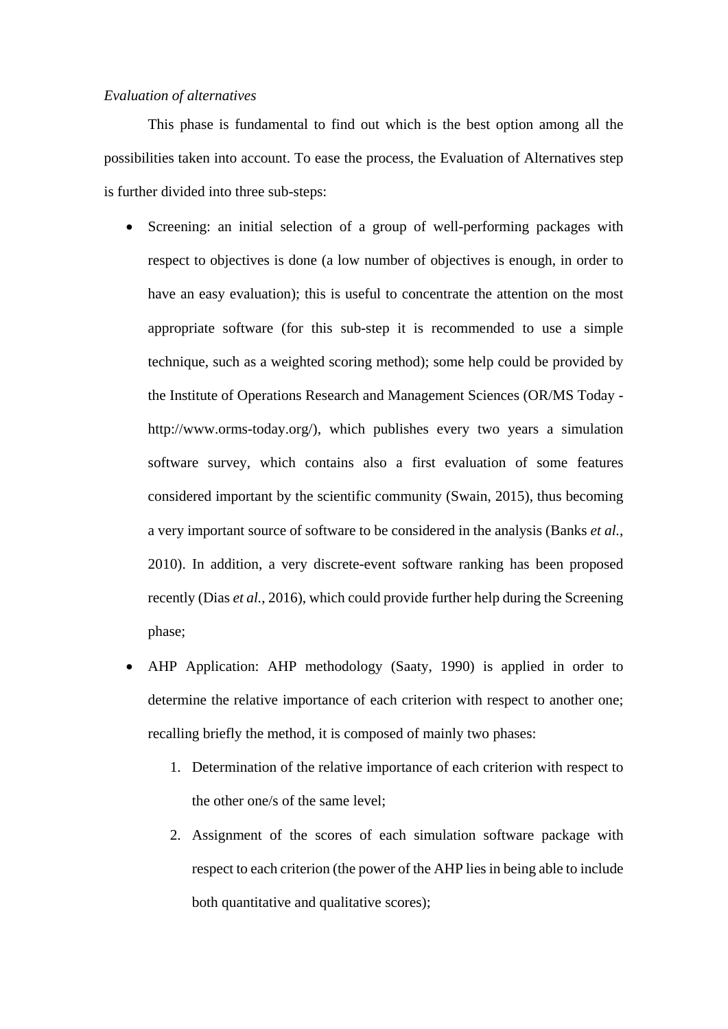*Evaluation of alternatives*

This phase is fundamental to find out which is the best option among all the possibilities taken into account. To ease the process, the Evaluation of Alternatives step is further divided into three sub-steps:

- Screening: an initial selection of a group of well-performing packages with respect to objectives is done (a low number of objectives is enough, in order to have an easy evaluation); this is useful to concentrate the attention on the most appropriate software (for this sub-step it is recommended to use a simple technique, such as a weighted scoring method); some help could be provided by the Institute of Operations Research and Management Sciences (OR/MS Today - http://www.orms-today.org/), which publishes every two years a simulation software survey, which contains also a first evaluation of some features considered important by the scientific community (Swain, 2015), thus becoming a very important source of software to be considered in the analysis (Banks *et al.*, 2010). In addition, a very discrete-event software ranking has been proposed recently (Dias *et al.*, 2016), which could provide further help during the Screening phase;
- AHP Application: AHP methodology (Saaty, 1990) is applied in order to determine the relative importance of each criterion with respect to another one; recalling briefly the method, it is composed of mainly two phases:
  1. Determination of the relative importance of each criterion with respect to the other one/s of the same level;
  2. Assignment of the scores of each simulation software package with respect to each criterion (the power of the AHP lies in being able to include both quantitative and qualitative scores);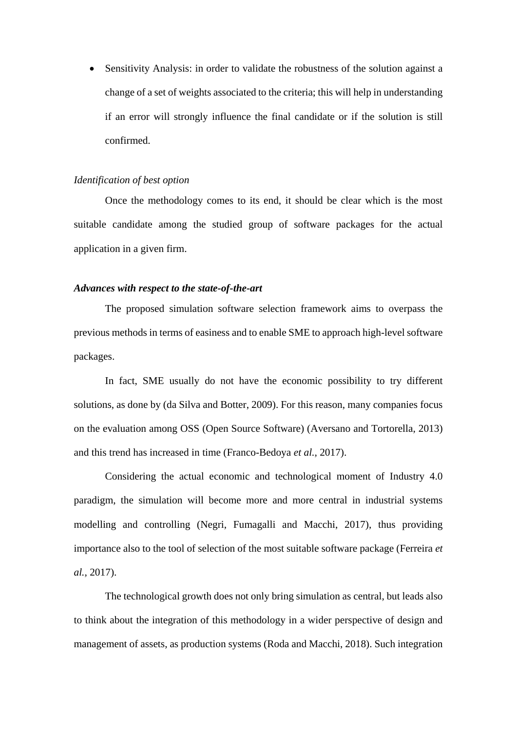- Sensitivity Analysis: in order to validate the robustness of the solution against a change of a set of weights associated to the criteria; this will help in understanding if an error will strongly influence the final candidate or if the solution is still confirmed.

*Identification of best option*

Once the methodology comes to its end, it should be clear which is the most suitable candidate among the studied group of software packages for the actual application in a given firm.

***Advances with respect to the state-of-the-art***

The proposed simulation software selection framework aims to overpass the previous methods in terms of easiness and to enable SME to approach high-level software packages.

In fact, SME usually do not have the economic possibility to try different solutions, as done by (da Silva and Botter, 2009). For this reason, many companies focus on the evaluation among OSS (Open Source Software) (Aversano and Tortorella, 2013) and this trend has increased in time (Franco-Bedoya *et al.*, 2017).

Considering the actual economic and technological moment of Industry 4.0 paradigm, the simulation will become more and more central in industrial systems modelling and controlling (Negri, Fumagalli and Macchi, 2017), thus providing importance also to the tool of selection of the most suitable software package (Ferreira *et al.*, 2017).

The technological growth does not only bring simulation as central, but leads also to think about the integration of this methodology in a wider perspective of design and management of assets, as production systems (Roda and Macchi, 2018). Such integration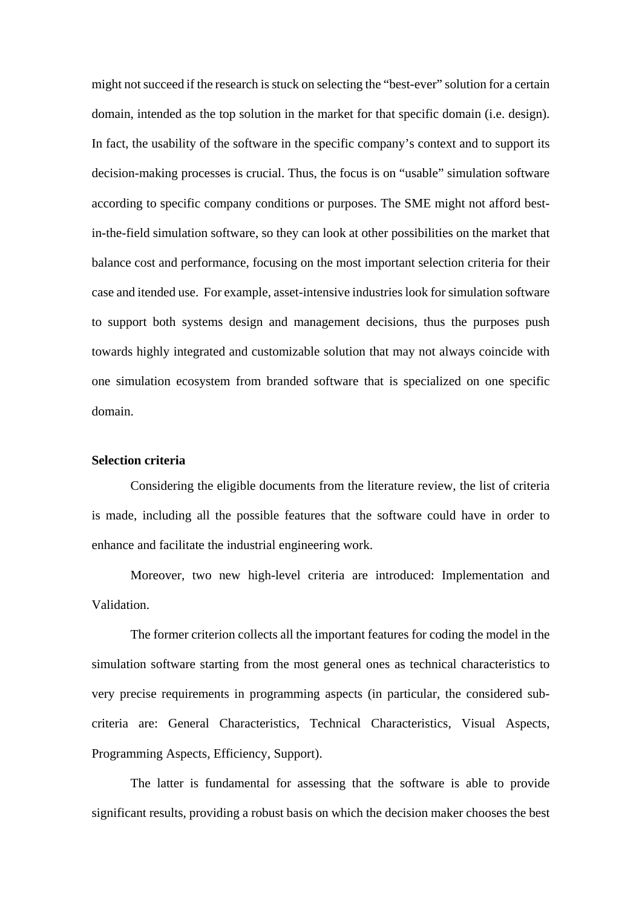might not succeed if the research is stuck on selecting the "best-ever" solution for a certain domain, intended as the top solution in the market for that specific domain (i.e. design). In fact, the usability of the software in the specific company's context and to support its decision-making processes is crucial. Thus, the focus is on "usable" simulation software according to specific company conditions or purposes. The SME might not afford best-in-the-field simulation software, so they can look at other possibilities on the market that balance cost and performance, focusing on the most important selection criteria for their case and itended use. For example, asset-intensive industries look for simulation software to support both systems design and management decisions, thus the purposes push towards highly integrated and customizable solution that may not always coincide with one simulation ecosystem from branded software that is specialized on one specific domain.

**Selection criteria**

Considering the eligible documents from the literature review, the list of criteria is made, including all the possible features that the software could have in order to enhance and facilitate the industrial engineering work.

Moreover, two new high-level criteria are introduced: Implementation and Validation.

The former criterion collects all the important features for coding the model in the simulation software starting from the most general ones as technical characteristics to very precise requirements in programming aspects (in particular, the considered sub-criteria are: General Characteristics, Technical Characteristics, Visual Aspects, Programming Aspects, Efficiency, Support).

The latter is fundamental for assessing that the software is able to provide significant results, providing a robust basis on which the decision maker chooses the best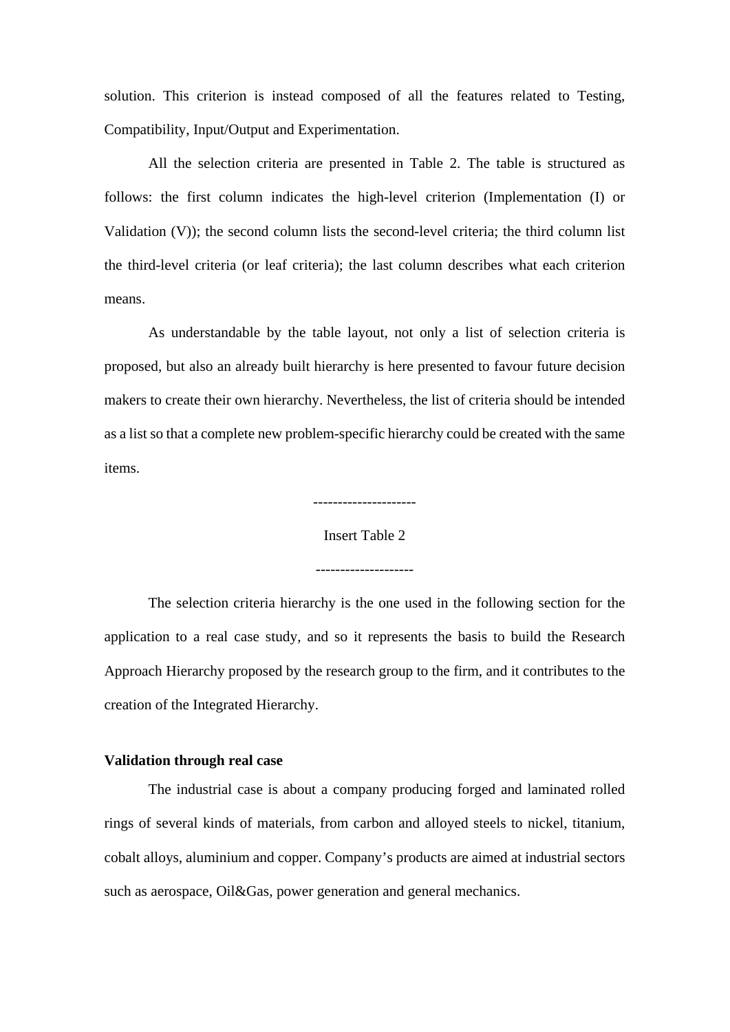solution. This criterion is instead composed of all the features related to Testing, Compatibility, Input/Output and Experimentation.

All the selection criteria are presented in Table 2. The table is structured as follows: the first column indicates the high-level criterion (Implementation (I) or Validation (V)); the second column lists the second-level criteria; the third column list the third-level criteria (or leaf criteria); the last column describes what each criterion means.

As understandable by the table layout, not only a list of selection criteria is proposed, but also an already built hierarchy is here presented to favour future decision makers to create their own hierarchy. Nevertheless, the list of criteria should be intended as a list so that a complete new problem-specific hierarchy could be created with the same items.

---------------------

Insert Table 2

--------------------

The selection criteria hierarchy is the one used in the following section for the application to a real case study, and so it represents the basis to build the Research Approach Hierarchy proposed by the research group to the firm, and it contributes to the creation of the Integrated Hierarchy.

**Validation through real case**

The industrial case is about a company producing forged and laminated rolled rings of several kinds of materials, from carbon and alloyed steels to nickel, titanium, cobalt alloys, aluminium and copper. Company's products are aimed at industrial sectors such as aerospace, Oil&Gas, power generation and general mechanics.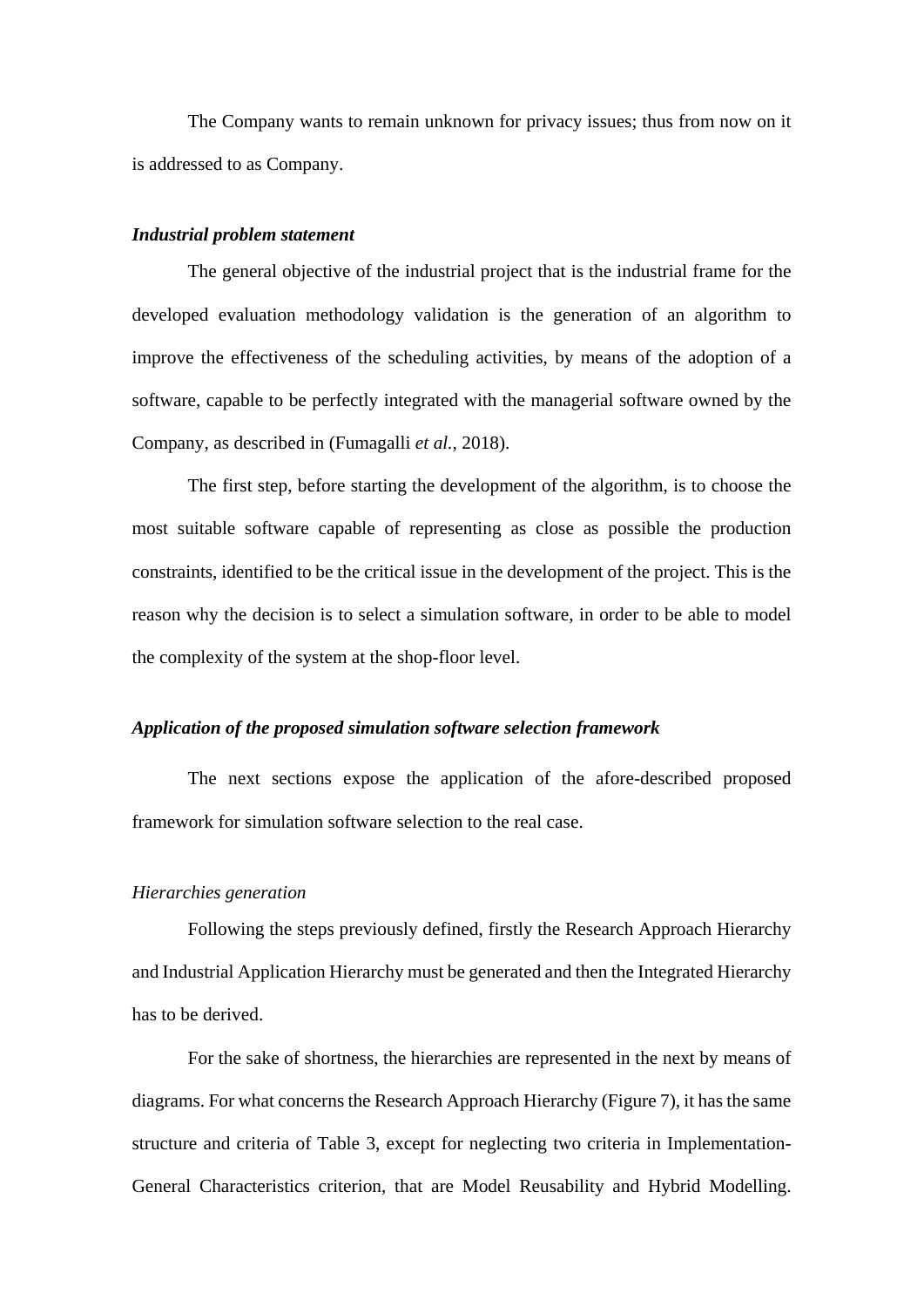The Company wants to remain unknown for privacy issues; thus from now on it is addressed to as Company.

### ***Industrial problem statement***

The general objective of the industrial project that is the industrial frame for the developed evaluation methodology validation is the generation of an algorithm to improve the effectiveness of the scheduling activities, by means of the adoption of a software, capable to be perfectly integrated with the managerial software owned by the Company, as described in (Fumagalli *et al.*, 2018).

The first step, before starting the development of the algorithm, is to choose the most suitable software capable of representing as close as possible the production constraints, identified to be the critical issue in the development of the project. This is the reason why the decision is to select a simulation software, in order to be able to model the complexity of the system at the shop-floor level.

### ***Application of the proposed simulation software selection framework***

The next sections expose the application of the afore-described proposed framework for simulation software selection to the real case.

#### *Hierarchies generation*

Following the steps previously defined, firstly the Research Approach Hierarchy and Industrial Application Hierarchy must be generated and then the Integrated Hierarchy has to be derived.

For the sake of shortness, the hierarchies are represented in the next by means of diagrams. For what concerns the Research Approach Hierarchy (Figure 7), it has the same structure and criteria of Table 3, except for neglecting two criteria in Implementation-General Characteristics criterion, that are Model Reusability and Hybrid Modelling.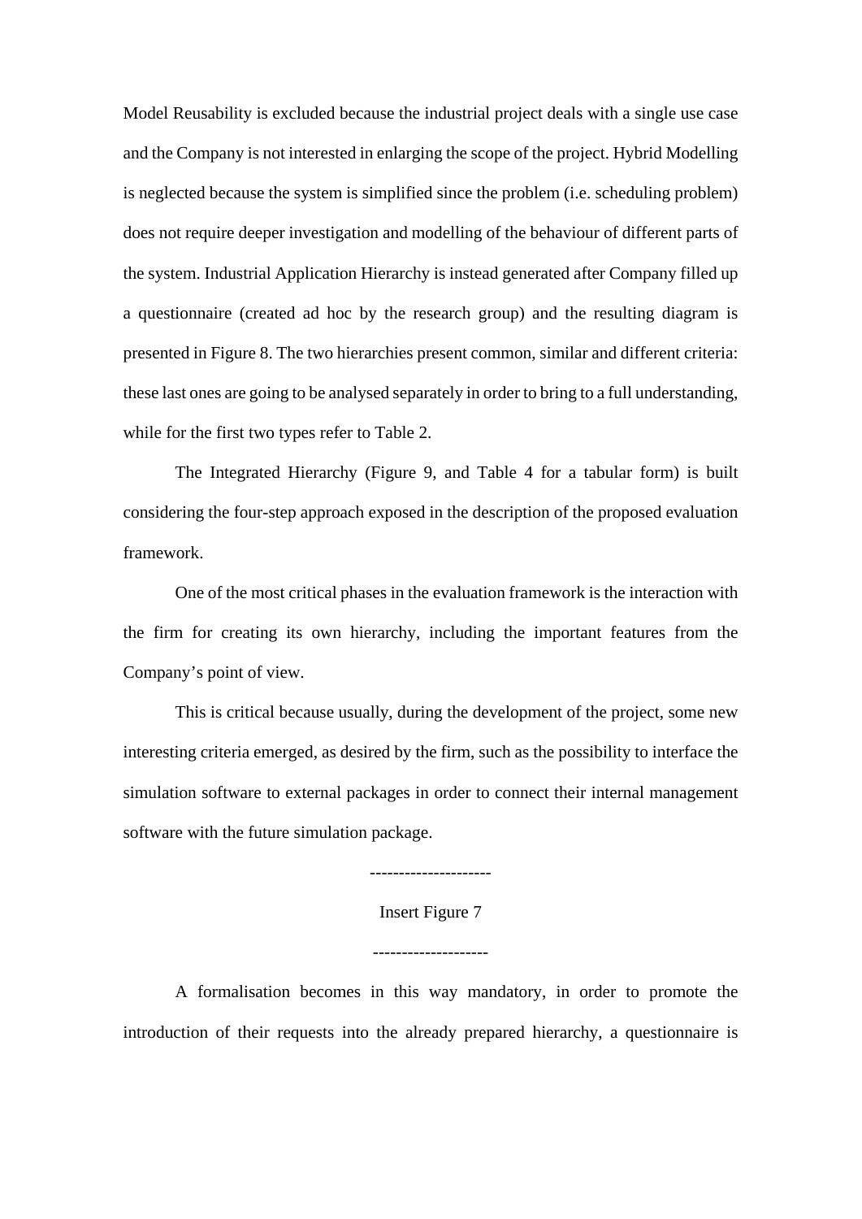Model Reusability is excluded because the industrial project deals with a single use case and the Company is not interested in enlarging the scope of the project. Hybrid Modelling is neglected because the system is simplified since the problem (i.e. scheduling problem) does not require deeper investigation and modelling of the behaviour of different parts of the system. Industrial Application Hierarchy is instead generated after Company filled up a questionnaire (created ad hoc by the research group) and the resulting diagram is presented in Figure 8. The two hierarchies present common, similar and different criteria: these last ones are going to be analysed separately in order to bring to a full understanding, while for the first two types refer to Table 2.

The Integrated Hierarchy (Figure 9, and Table 4 for a tabular form) is built considering the four-step approach exposed in the description of the proposed evaluation framework.

One of the most critical phases in the evaluation framework is the interaction with the firm for creating its own hierarchy, including the important features from the Company's point of view.

This is critical because usually, during the development of the project, some new interesting criteria emerged, as desired by the firm, such as the possibility to interface the simulation software to external packages in order to connect their internal management software with the future simulation package.

---------------------

Insert Figure 7

--------------------

A formalisation becomes in this way mandatory, in order to promote the introduction of their requests into the already prepared hierarchy, a questionnaire is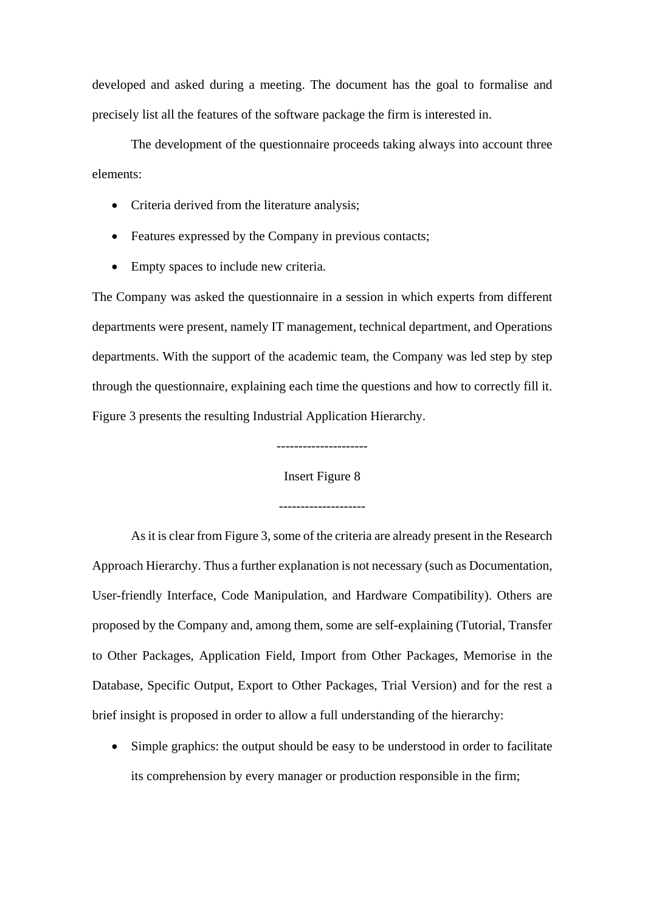developed and asked during a meeting. The document has the goal to formalise and precisely list all the features of the software package the firm is interested in.

The development of the questionnaire proceeds taking always into account three elements:

- Criteria derived from the literature analysis;
- Features expressed by the Company in previous contacts;
- Empty spaces to include new criteria.

The Company was asked the questionnaire in a session in which experts from different departments were present, namely IT management, technical department, and Operations departments. With the support of the academic team, the Company was led step by step through the questionnaire, explaining each time the questions and how to correctly fill it. Figure 3 presents the resulting Industrial Application Hierarchy.

---------------------

Insert Figure 8

--------------------

As it is clear from Figure 3, some of the criteria are already present in the Research Approach Hierarchy. Thus a further explanation is not necessary (such as Documentation, User-friendly Interface, Code Manipulation, and Hardware Compatibility). Others are proposed by the Company and, among them, some are self-explaining (Tutorial, Transfer to Other Packages, Application Field, Import from Other Packages, Memorise in the Database, Specific Output, Export to Other Packages, Trial Version) and for the rest a brief insight is proposed in order to allow a full understanding of the hierarchy:

- Simple graphics: the output should be easy to be understood in order to facilitate its comprehension by every manager or production responsible in the firm;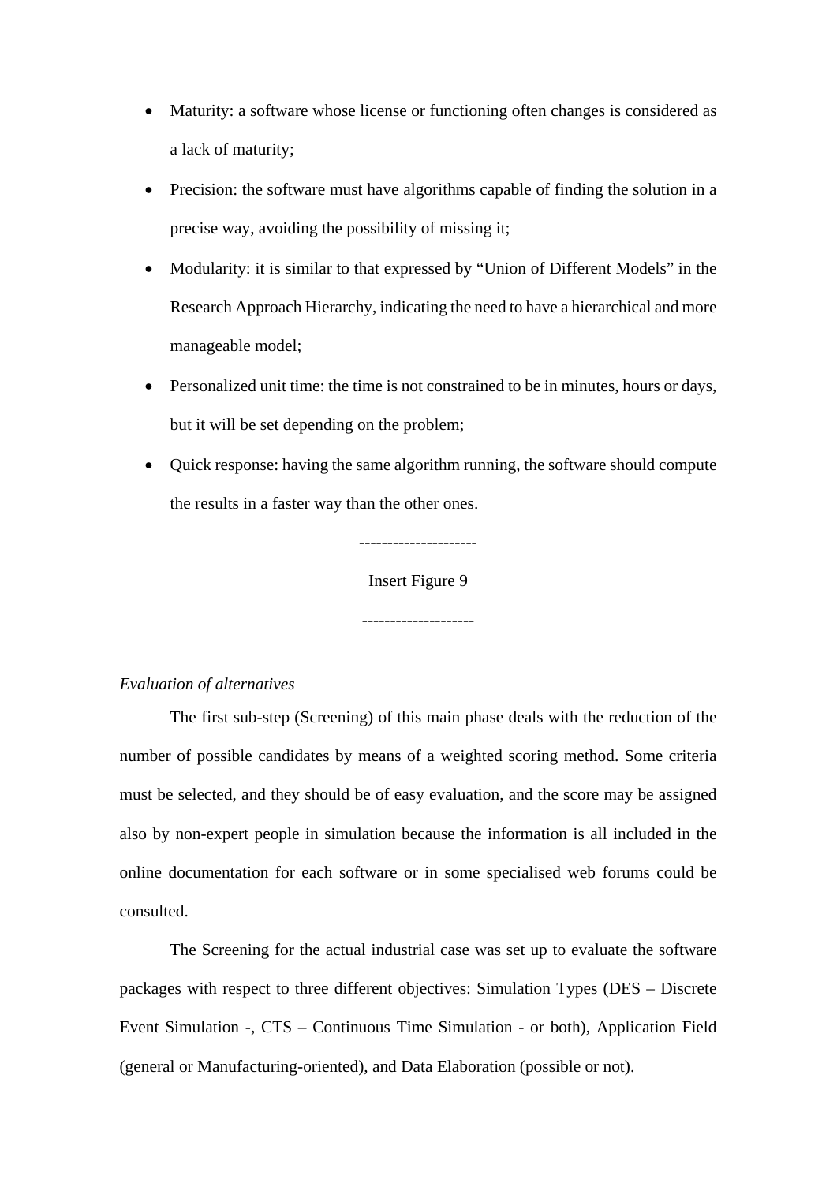- Maturity: a software whose license or functioning often changes is considered as a lack of maturity;
- Precision: the software must have algorithms capable of finding the solution in a precise way, avoiding the possibility of missing it;
- Modularity: it is similar to that expressed by "Union of Different Models" in the Research Approach Hierarchy, indicating the need to have a hierarchical and more manageable model;
- Personalized unit time: the time is not constrained to be in minutes, hours or days, but it will be set depending on the problem;
- Quick response: having the same algorithm running, the software should compute the results in a faster way than the other ones.

---------------------

Insert Figure 9

--------------------

*Evaluation of alternatives*

The first sub-step (Screening) of this main phase deals with the reduction of the number of possible candidates by means of a weighted scoring method. Some criteria must be selected, and they should be of easy evaluation, and the score may be assigned also by non-expert people in simulation because the information is all included in the online documentation for each software or in some specialised web forums could be consulted.

The Screening for the actual industrial case was set up to evaluate the software packages with respect to three different objectives: Simulation Types (DES – Discrete Event Simulation -, CTS – Continuous Time Simulation - or both), Application Field (general or Manufacturing-oriented), and Data Elaboration (possible or not).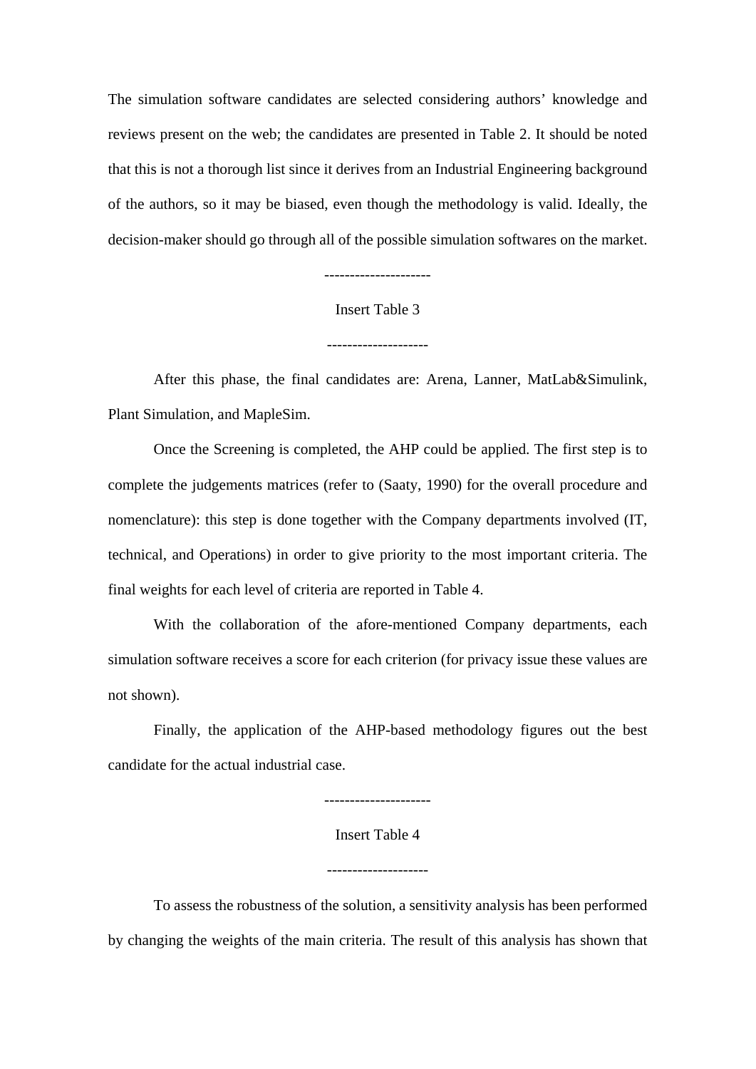The simulation software candidates are selected considering authors' knowledge and reviews present on the web; the candidates are presented in Table 2. It should be noted that this is not a thorough list since it derives from an Industrial Engineering background of the authors, so it may be biased, even though the methodology is valid. Ideally, the decision-maker should go through all of the possible simulation softwares on the market.

---------------------

Insert Table 3

--------------------

After this phase, the final candidates are: Arena, Lanner, MatLab&Simulink, Plant Simulation, and MapleSim.

Once the Screening is completed, the AHP could be applied. The first step is to complete the judgements matrices (refer to (Saaty, 1990) for the overall procedure and nomenclature): this step is done together with the Company departments involved (IT, technical, and Operations) in order to give priority to the most important criteria. The final weights for each level of criteria are reported in Table 4.

With the collaboration of the afore-mentioned Company departments, each simulation software receives a score for each criterion (for privacy issue these values are not shown).

Finally, the application of the AHP-based methodology figures out the best candidate for the actual industrial case.

---------------------

Insert Table 4

--------------------

To assess the robustness of the solution, a sensitivity analysis has been performed by changing the weights of the main criteria. The result of this analysis has shown that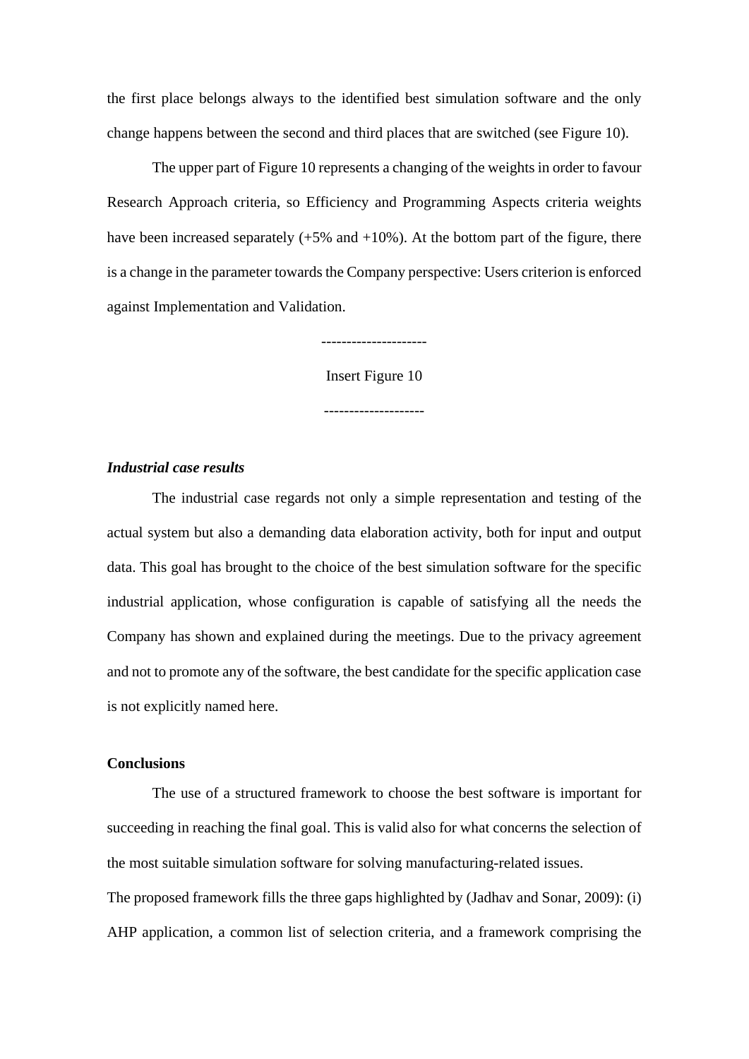the first place belongs always to the identified best simulation software and the only change happens between the second and third places that are switched (see Figure 10).

The upper part of Figure 10 represents a changing of the weights in order to favour Research Approach criteria, so Efficiency and Programming Aspects criteria weights have been increased separately (+5% and +10%). At the bottom part of the figure, there is a change in the parameter towards the Company perspective: Users criterion is enforced against Implementation and Validation.

---------------------

Insert Figure 10

--------------------

***Industrial case results***

The industrial case regards not only a simple representation and testing of the actual system but also a demanding data elaboration activity, both for input and output data. This goal has brought to the choice of the best simulation software for the specific industrial application, whose configuration is capable of satisfying all the needs the Company has shown and explained during the meetings. Due to the privacy agreement and not to promote any of the software, the best candidate for the specific application case is not explicitly named here.

**Conclusions**

The use of a structured framework to choose the best software is important for succeeding in reaching the final goal. This is valid also for what concerns the selection of the most suitable simulation software for solving manufacturing-related issues.

The proposed framework fills the three gaps highlighted by (Jadhav and Sonar, 2009): (i) AHP application, a common list of selection criteria, and a framework comprising the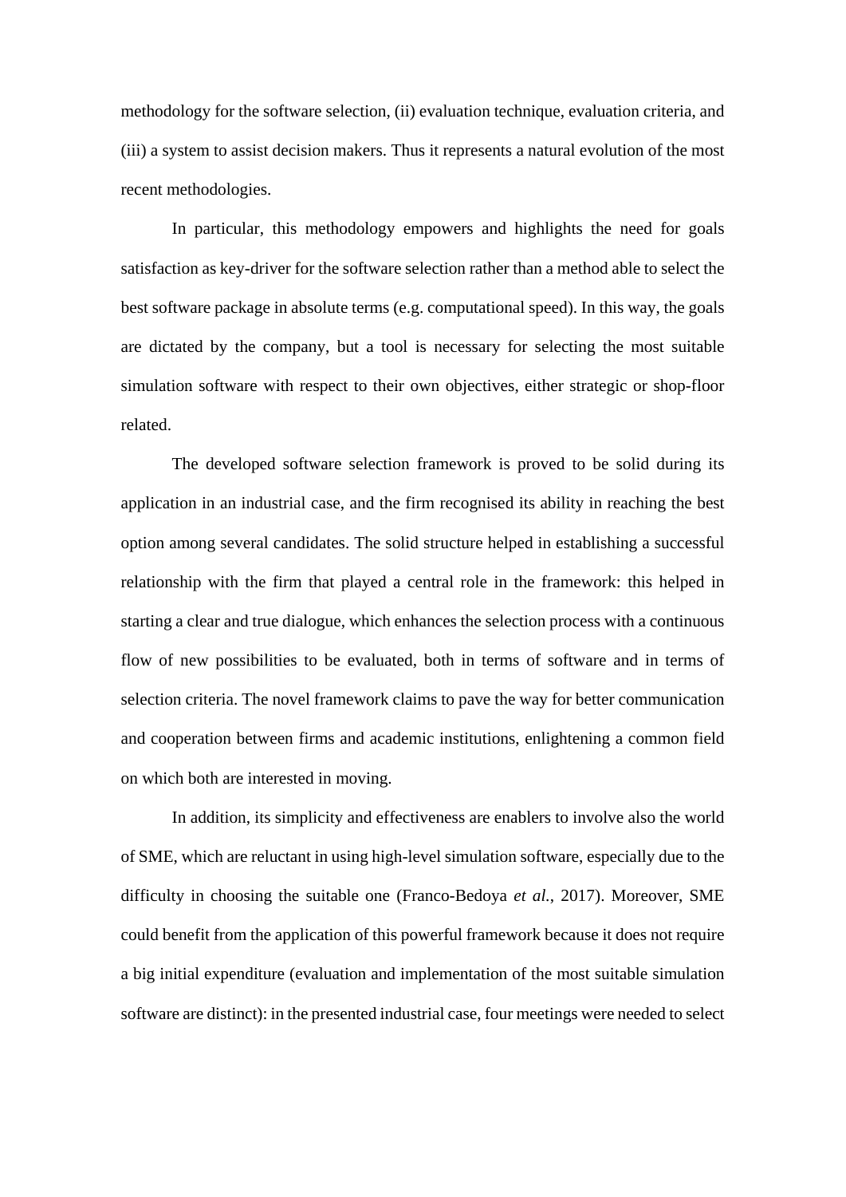methodology for the software selection, (ii) evaluation technique, evaluation criteria, and (iii) a system to assist decision makers. Thus it represents a natural evolution of the most recent methodologies.

In particular, this methodology empowers and highlights the need for goals satisfaction as key-driver for the software selection rather than a method able to select the best software package in absolute terms (e.g. computational speed). In this way, the goals are dictated by the company, but a tool is necessary for selecting the most suitable simulation software with respect to their own objectives, either strategic or shop-floor related.

The developed software selection framework is proved to be solid during its application in an industrial case, and the firm recognised its ability in reaching the best option among several candidates. The solid structure helped in establishing a successful relationship with the firm that played a central role in the framework: this helped in starting a clear and true dialogue, which enhances the selection process with a continuous flow of new possibilities to be evaluated, both in terms of software and in terms of selection criteria. The novel framework claims to pave the way for better communication and cooperation between firms and academic institutions, enlightening a common field on which both are interested in moving.

In addition, its simplicity and effectiveness are enablers to involve also the world of SME, which are reluctant in using high-level simulation software, especially due to the difficulty in choosing the suitable one (Franco-Bedoya *et al.*, 2017). Moreover, SME could benefit from the application of this powerful framework because it does not require a big initial expenditure (evaluation and implementation of the most suitable simulation software are distinct): in the presented industrial case, four meetings were needed to select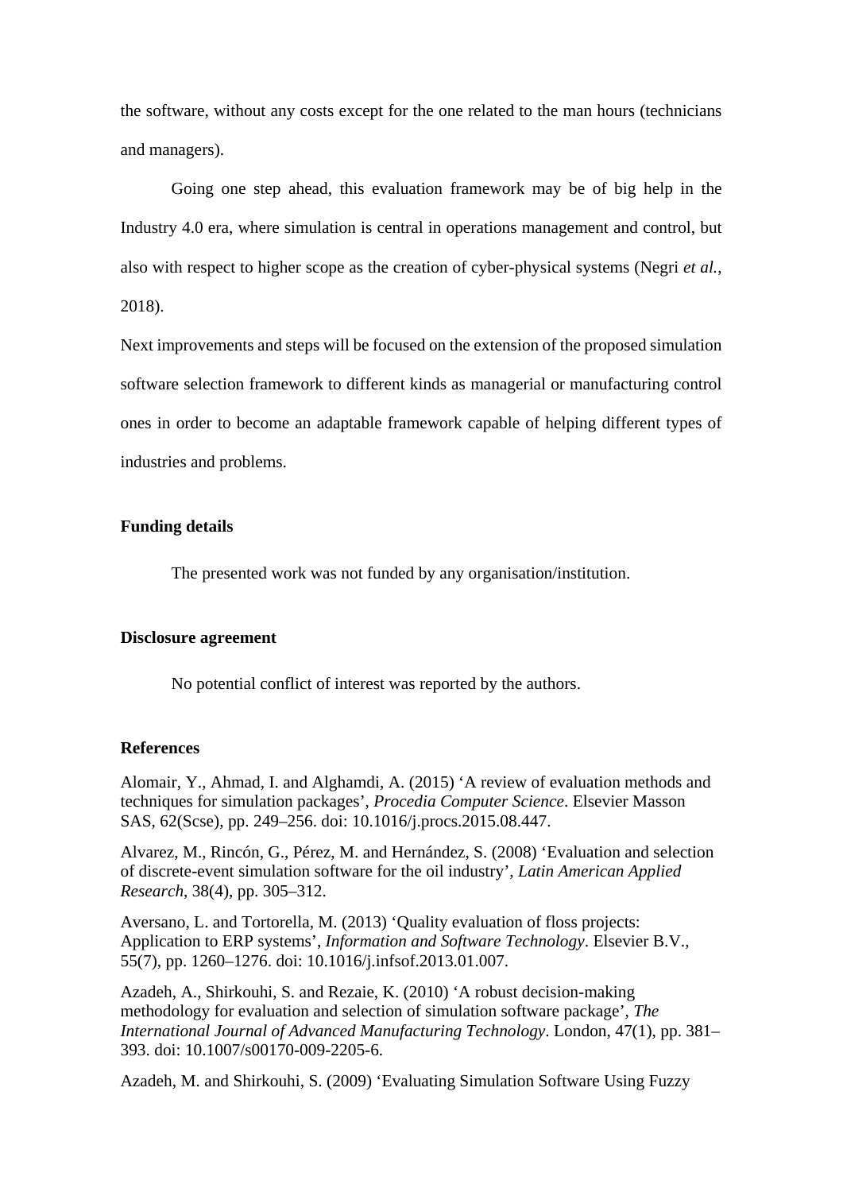the software, without any costs except for the one related to the man hours (technicians and managers).

Going one step ahead, this evaluation framework may be of big help in the Industry 4.0 era, where simulation is central in operations management and control, but also with respect to higher scope as the creation of cyber-physical systems (Negri *et al.*, 2018).

Next improvements and steps will be focused on the extension of the proposed simulation software selection framework to different kinds as managerial or manufacturing control ones in order to become an adaptable framework capable of helping different types of industries and problems.

### Funding details

The presented work was not funded by any organisation/institution.

### Disclosure agreement

No potential conflict of interest was reported by the authors.

### References

Alomair, Y., Ahmad, I. and Alghamdi, A. (2015) 'A review of evaluation methods and techniques for simulation packages', *Procedia Computer Science*. Elsevier Masson SAS, 62(Scse), pp. 249–256. doi: 10.1016/j.procs.2015.08.447.

Alvarez, M., Rincón, G., Pérez, M. and Hernández, S. (2008) 'Evaluation and selection of discrete-event simulation software for the oil industry', *Latin American Applied Research*, 38(4), pp. 305–312.

Aversano, L. and Tortorella, M. (2013) 'Quality evaluation of floss projects: Application to ERP systems', *Information and Software Technology*. Elsevier B.V., 55(7), pp. 1260–1276. doi: 10.1016/j.infsof.2013.01.007.

Azadeh, A., Shirkouhi, S. and Rezaie, K. (2010) 'A robust decision-making methodology for evaluation and selection of simulation software package', *The International Journal of Advanced Manufacturing Technology*. London, 47(1), pp. 381–393. doi: 10.1007/s00170-009-2205-6.

Azadeh, M. and Shirkouhi, S. (2009) 'Evaluating Simulation Software Using Fuzzy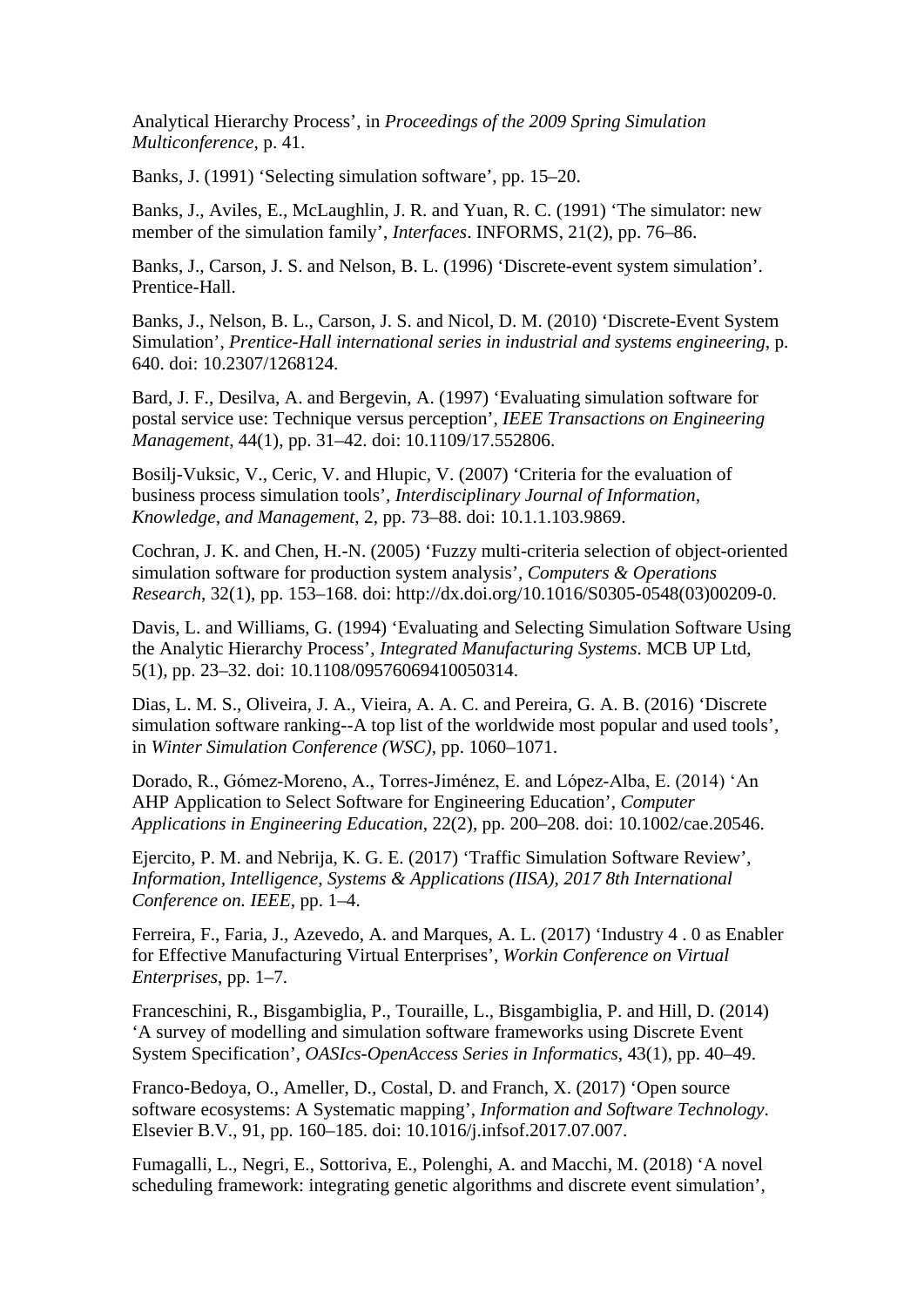Analytical Hierarchy Process', in *Proceedings of the 2009 Spring Simulation Multiconference*, p. 41.

Banks, J. (1991) 'Selecting simulation software', pp. 15–20.

Banks, J., Aviles, E., McLaughlin, J. R. and Yuan, R. C. (1991) 'The simulator: new member of the simulation family', *Interfaces*. INFORMS, 21(2), pp. 76–86.

Banks, J., Carson, J. S. and Nelson, B. L. (1996) 'Discrete-event system simulation'. Prentice-Hall.

Banks, J., Nelson, B. L., Carson, J. S. and Nicol, D. M. (2010) 'Discrete-Event System Simulation', *Prentice-Hall international series in industrial and systems engineering*, p. 640. doi: 10.2307/1268124.

Bard, J. F., Desilva, A. and Bergevin, A. (1997) 'Evaluating simulation software for postal service use: Technique versus perception', *IEEE Transactions on Engineering Management*, 44(1), pp. 31–42. doi: 10.1109/17.552806.

Bosilj-Vuksic, V., Ceric, V. and Hlupic, V. (2007) 'Criteria for the evaluation of business process simulation tools', *Interdisciplinary Journal of Information, Knowledge, and Management*, 2, pp. 73–88. doi: 10.1.1.103.9869.

Cochran, J. K. and Chen, H.-N. (2005) 'Fuzzy multi-criteria selection of object-oriented simulation software for production system analysis', *Computers & Operations Research*, 32(1), pp. 153–168. doi: http://dx.doi.org/10.1016/S0305-0548(03)00209-0.

Davis, L. and Williams, G. (1994) 'Evaluating and Selecting Simulation Software Using the Analytic Hierarchy Process', *Integrated Manufacturing Systems*. MCB UP Ltd, 5(1), pp. 23–32. doi: 10.1108/09576069410050314.

Dias, L. M. S., Oliveira, J. A., Vieira, A. A. C. and Pereira, G. A. B. (2016) 'Discrete simulation software ranking--A top list of the worldwide most popular and used tools', in *Winter Simulation Conference (WSC)*, pp. 1060–1071.

Dorado, R., Gómez-Moreno, A., Torres-Jiménez, E. and López-Alba, E. (2014) 'An AHP Application to Select Software for Engineering Education', *Computer Applications in Engineering Education*, 22(2), pp. 200–208. doi: 10.1002/cae.20546.

Ejercito, P. M. and Nebrija, K. G. E. (2017) 'Traffic Simulation Software Review', *Information, Intelligence, Systems & Applications (IISA), 2017 8th International Conference on. IEEE*, pp. 1–4.

Ferreira, F., Faria, J., Azevedo, A. and Marques, A. L. (2017) 'Industry 4 . 0 as Enabler for Effective Manufacturing Virtual Enterprises', *Workin Conference on Virtual Enterprises*, pp. 1–7.

Franceschini, R., Bisgambiglia, P., Touraille, L., Bisgambiglia, P. and Hill, D. (2014) 'A survey of modelling and simulation software frameworks using Discrete Event System Specification', *OASIcs-OpenAccess Series in Informatics*, 43(1), pp. 40–49.

Franco-Bedoya, O., Ameller, D., Costal, D. and Franch, X. (2017) 'Open source software ecosystems: A Systematic mapping', *Information and Software Technology*. Elsevier B.V., 91, pp. 160–185. doi: 10.1016/j.infsof.2017.07.007.

Fumagalli, L., Negri, E., Sottoriva, E., Polenghi, A. and Macchi, M. (2018) 'A novel scheduling framework: integrating genetic algorithms and discrete event simulation',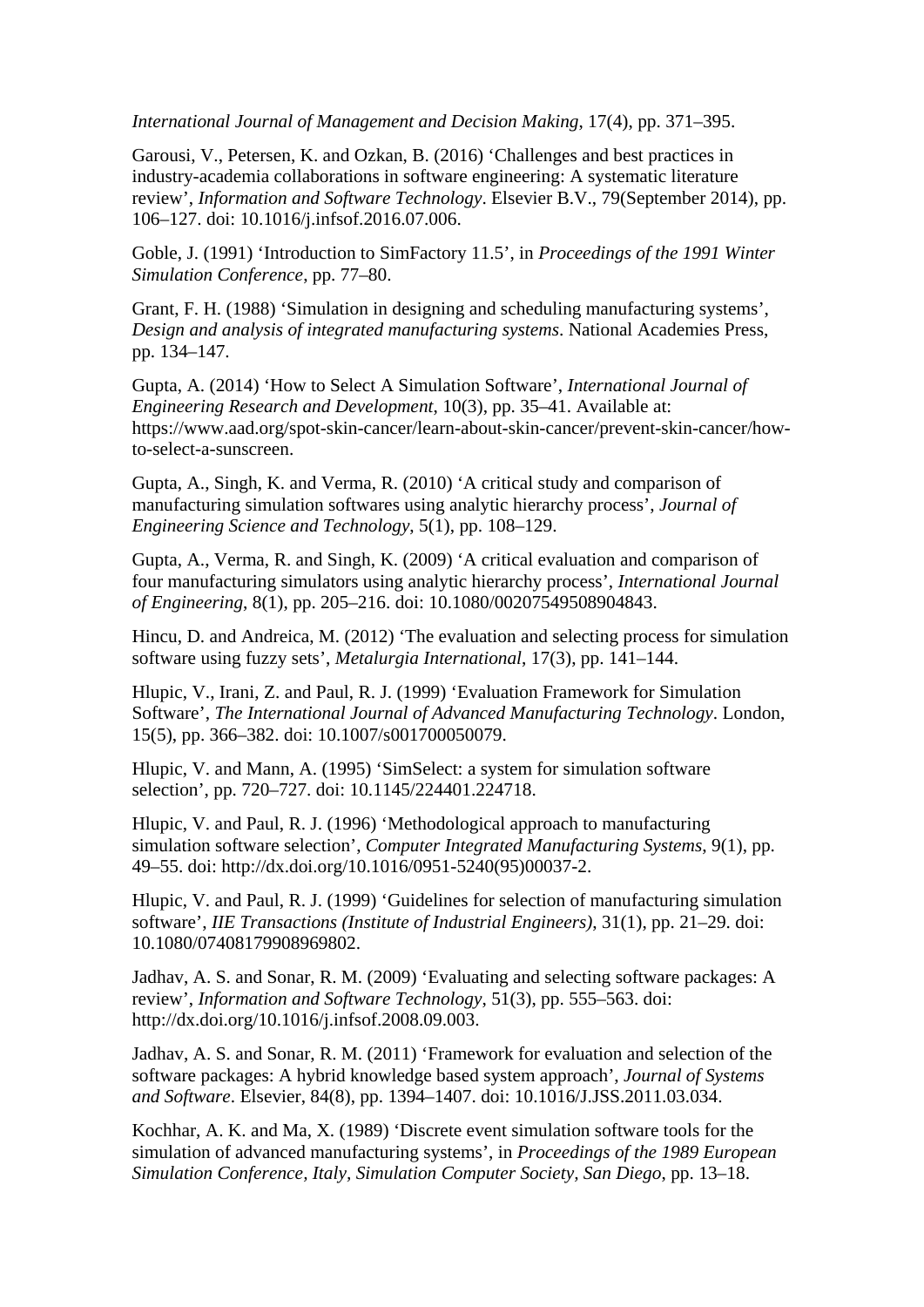*International Journal of Management and Decision Making*, 17(4), pp. 371–395.

Garousi, V., Petersen, K. and Ozkan, B. (2016) ‘Challenges and best practices in industry-academia collaborations in software engineering: A systematic literature review’, *Information and Software Technology*. Elsevier B.V., 79(September 2014), pp. 106–127. doi: 10.1016/j.infsof.2016.07.006.

Goble, J. (1991) ‘Introduction to SimFactory 11.5’, in *Proceedings of the 1991 Winter Simulation Conference*, pp. 77–80.

Grant, F. H. (1988) ‘Simulation in designing and scheduling manufacturing systems’, *Design and analysis of integrated manufacturing systems*. National Academies Press, pp. 134–147.

Gupta, A. (2014) ‘How to Select A Simulation Software’, *International Journal of Engineering Research and Development*, 10(3), pp. 35–41. Available at: https://www.aad.org/spot-skin-cancer/learn-about-skin-cancer/prevent-skin-cancer/how-to-select-a-sunscreen.

Gupta, A., Singh, K. and Verma, R. (2010) ‘A critical study and comparison of manufacturing simulation softwares using analytic hierarchy process’, *Journal of Engineering Science and Technology*, 5(1), pp. 108–129.

Gupta, A., Verma, R. and Singh, K. (2009) ‘A critical evaluation and comparison of four manufacturing simulators using analytic hierarchy process’, *International Journal of Engineering*, 8(1), pp. 205–216. doi: 10.1080/00207549508904843.

Hincu, D. and Andreica, M. (2012) ‘The evaluation and selecting process for simulation software using fuzzy sets’, *Metalurgia International*, 17(3), pp. 141–144.

Hlupic, V., Irani, Z. and Paul, R. J. (1999) ‘Evaluation Framework for Simulation Software’, *The International Journal of Advanced Manufacturing Technology*. London, 15(5), pp. 366–382. doi: 10.1007/s001700050079.

Hlupic, V. and Mann, A. (1995) ‘SimSelect: a system for simulation software selection’, pp. 720–727. doi: 10.1145/224401.224718.

Hlupic, V. and Paul, R. J. (1996) ‘Methodological approach to manufacturing simulation software selection’, *Computer Integrated Manufacturing Systems*, 9(1), pp. 49–55. doi: http://dx.doi.org/10.1016/0951-5240(95)00037-2.

Hlupic, V. and Paul, R. J. (1999) ‘Guidelines for selection of manufacturing simulation software’, *IIE Transactions (Institute of Industrial Engineers)*, 31(1), pp. 21–29. doi: 10.1080/07408179908969802.

Jadhav, A. S. and Sonar, R. M. (2009) ‘Evaluating and selecting software packages: A review’, *Information and Software Technology*, 51(3), pp. 555–563. doi: http://dx.doi.org/10.1016/j.infsof.2008.09.003.

Jadhav, A. S. and Sonar, R. M. (2011) ‘Framework for evaluation and selection of the software packages: A hybrid knowledge based system approach’, *Journal of Systems and Software*. Elsevier, 84(8), pp. 1394–1407. doi: 10.1016/J.JSS.2011.03.034.

Kochhar, A. K. and Ma, X. (1989) ‘Discrete event simulation software tools for the simulation of advanced manufacturing systems’, in *Proceedings of the 1989 European Simulation Conference, Italy, Simulation Computer Society, San Diego*, pp. 13–18.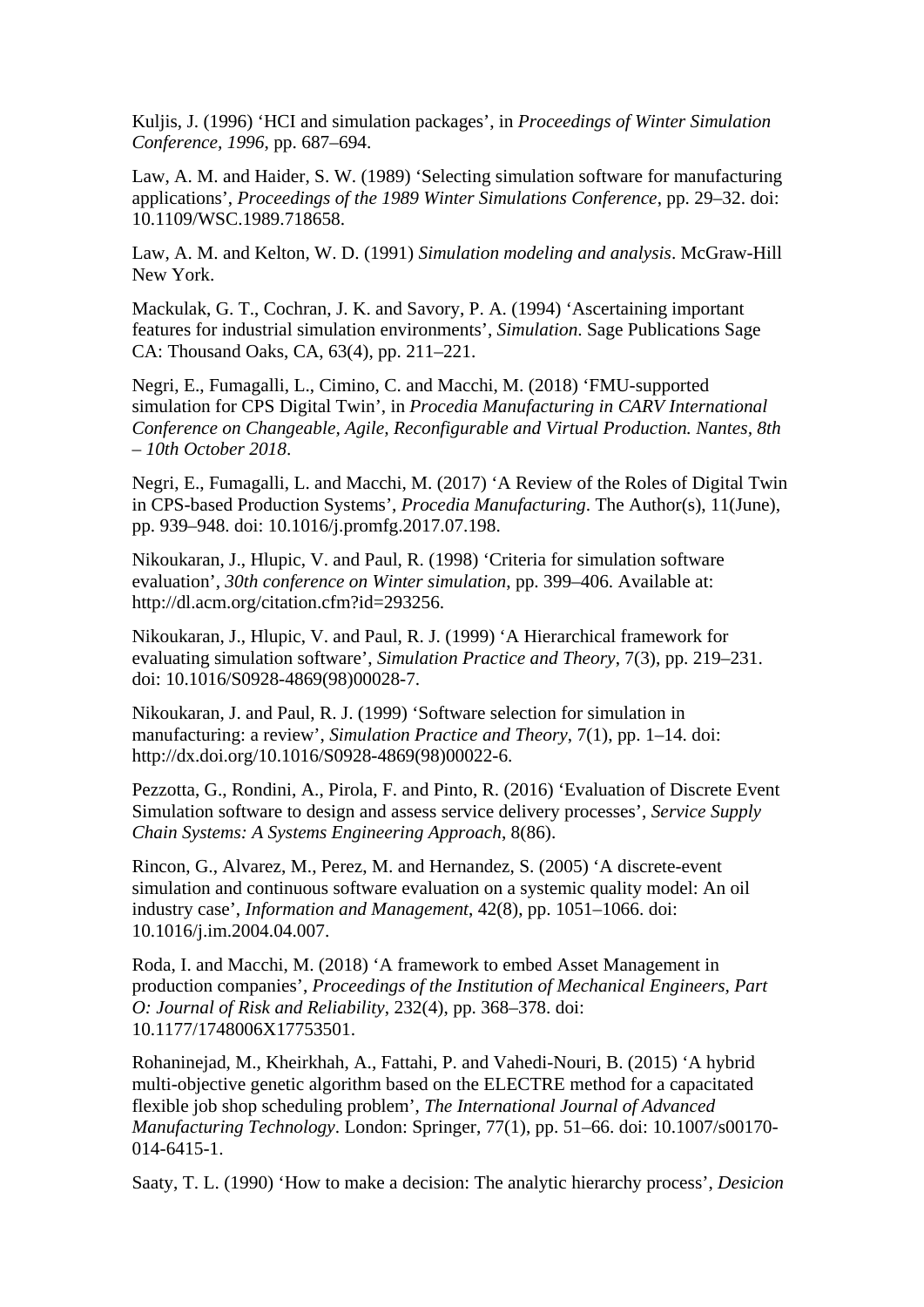Kuljis, J. (1996) ‘HCI and simulation packages’, in *Proceedings of Winter Simulation Conference, 1996*, pp. 687–694.

Law, A. M. and Haider, S. W. (1989) ‘Selecting simulation software for manufacturing applications’, *Proceedings of the 1989 Winter Simulations Conference*, pp. 29–32. doi: 10.1109/WSC.1989.718658.

Law, A. M. and Kelton, W. D. (1991) *Simulation modeling and analysis*. McGraw-Hill New York.

Mackulak, G. T., Cochran, J. K. and Savory, P. A. (1994) ‘Ascertaining important features for industrial simulation environments’, *Simulation*. Sage Publications Sage CA: Thousand Oaks, CA, 63(4), pp. 211–221.

Negri, E., Fumagalli, L., Cimino, C. and Macchi, M. (2018) ‘FMU-supported simulation for CPS Digital Twin’, in *Procedia Manufacturing in CARV International Conference on Changeable, Agile, Reconfigurable and Virtual Production. Nantes, 8th – 10th October 2018*.

Negri, E., Fumagalli, L. and Macchi, M. (2017) ‘A Review of the Roles of Digital Twin in CPS-based Production Systems’, *Procedia Manufacturing*. The Author(s), 11(June), pp. 939–948. doi: 10.1016/j.promfg.2017.07.198.

Nikoukaran, J., Hlupic, V. and Paul, R. (1998) ‘Criteria for simulation software evaluation’, *30th conference on Winter simulation*, pp. 399–406. Available at: http://dl.acm.org/citation.cfm?id=293256.

Nikoukaran, J., Hlupic, V. and Paul, R. J. (1999) ‘A Hierarchical framework for evaluating simulation software’, *Simulation Practice and Theory*, 7(3), pp. 219–231. doi: 10.1016/S0928-4869(98)00028-7.

Nikoukaran, J. and Paul, R. J. (1999) ‘Software selection for simulation in manufacturing: a review’, *Simulation Practice and Theory*, 7(1), pp. 1–14. doi: http://dx.doi.org/10.1016/S0928-4869(98)00022-6.

Pezzotta, G., Rondini, A., Pirola, F. and Pinto, R. (2016) ‘Evaluation of Discrete Event Simulation software to design and assess service delivery processes’, *Service Supply Chain Systems: A Systems Engineering Approach*, 8(86).

Rincon, G., Alvarez, M., Perez, M. and Hernandez, S. (2005) ‘A discrete-event simulation and continuous software evaluation on a systemic quality model: An oil industry case’, *Information and Management*, 42(8), pp. 1051–1066. doi: 10.1016/j.im.2004.04.007.

Roda, I. and Macchi, M. (2018) ‘A framework to embed Asset Management in production companies’, *Proceedings of the Institution of Mechanical Engineers, Part O: Journal of Risk and Reliability*, 232(4), pp. 368–378. doi: 10.1177/1748006X17753501.

Rohaninejad, M., Kheirkhah, A., Fattahi, P. and Vahedi-Nouri, B. (2015) ‘A hybrid multi-objective genetic algorithm based on the ELECTRE method for a capacitated flexible job shop scheduling problem’, *The International Journal of Advanced Manufacturing Technology*. London: Springer, 77(1), pp. 51–66. doi: 10.1007/s00170-014-6415-1.

Saaty, T. L. (1990) ‘How to make a decision: The analytic hierarchy process’, *Desicion*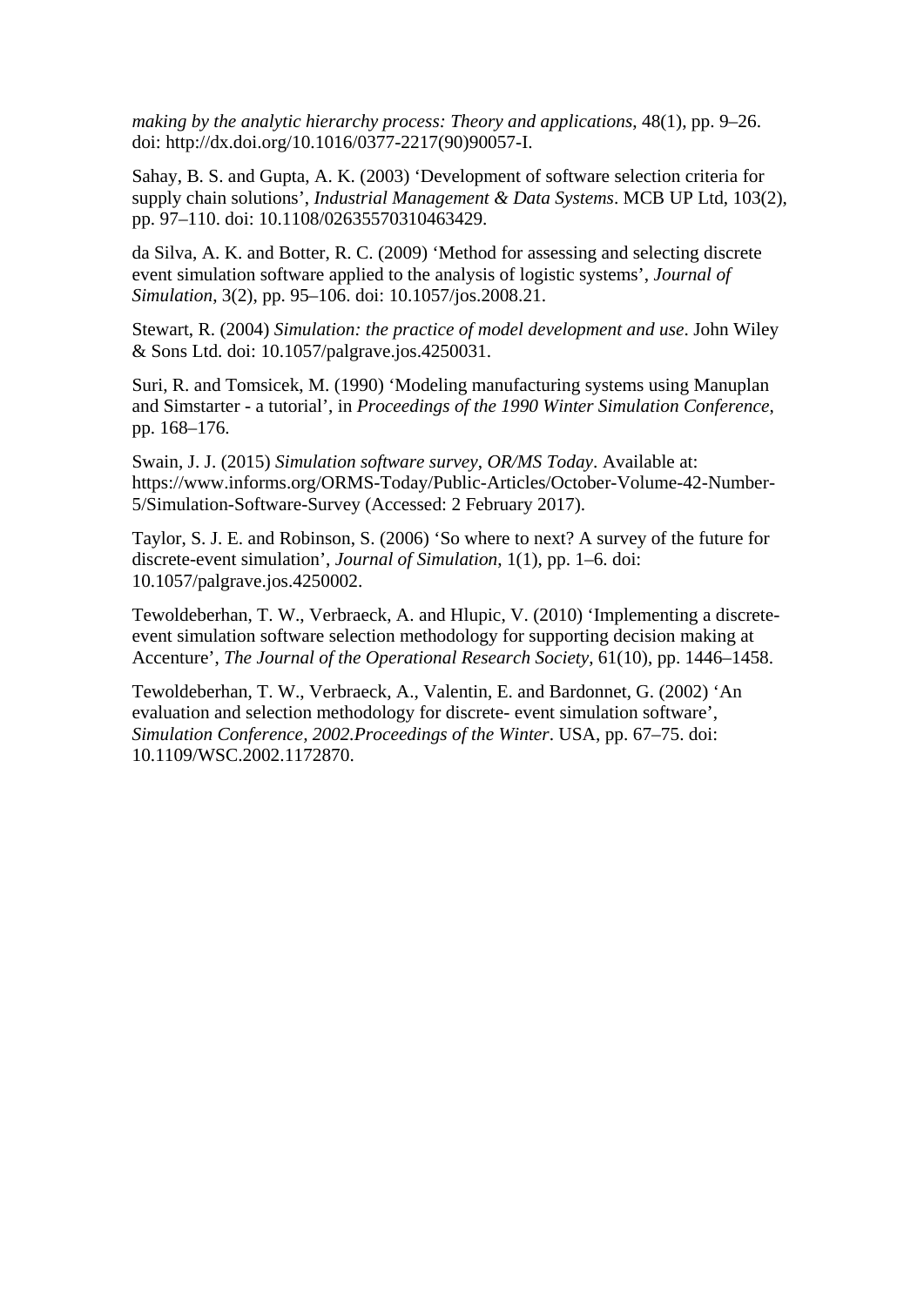*making by the analytic hierarchy process: Theory and applications*, 48(1), pp. 9–26. doi: http://dx.doi.org/10.1016/0377-2217(90)90057-I.

Sahay, B. S. and Gupta, A. K. (2003) 'Development of software selection criteria for supply chain solutions', *Industrial Management & Data Systems*. MCB UP Ltd, 103(2), pp. 97–110. doi: 10.1108/02635570310463429.

da Silva, A. K. and Botter, R. C. (2009) 'Method for assessing and selecting discrete event simulation software applied to the analysis of logistic systems', *Journal of Simulation*, 3(2), pp. 95–106. doi: 10.1057/jos.2008.21.

Stewart, R. (2004) *Simulation: the practice of model development and use*. John Wiley & Sons Ltd. doi: 10.1057/palgrave.jos.4250031.

Suri, R. and Tomsicek, M. (1990) 'Modeling manufacturing systems using Manuplan and Simstarter - a tutorial', in *Proceedings of the 1990 Winter Simulation Conference*, pp. 168–176.

Swain, J. J. (2015) *Simulation software survey*, *OR/MS Today*. Available at: https://www.informs.org/ORMS-Today/Public-Articles/October-Volume-42-Number-5/Simulation-Software-Survey (Accessed: 2 February 2017).

Taylor, S. J. E. and Robinson, S. (2006) 'So where to next? A survey of the future for discrete-event simulation', *Journal of Simulation*, 1(1), pp. 1–6. doi: 10.1057/palgrave.jos.4250002.

Tewoldeberhan, T. W., Verbraeck, A. and Hlupic, V. (2010) 'Implementing a discrete-event simulation software selection methodology for supporting decision making at Accenture', *The Journal of the Operational Research Society*, 61(10), pp. 1446–1458.

Tewoldeberhan, T. W., Verbraeck, A., Valentin, E. and Bardonnet, G. (2002) 'An evaluation and selection methodology for discrete- event simulation software', *Simulation Conference, 2002.Proceedings of the Winter*. USA, pp. 67–75. doi: 10.1109/WSC.2002.1172870.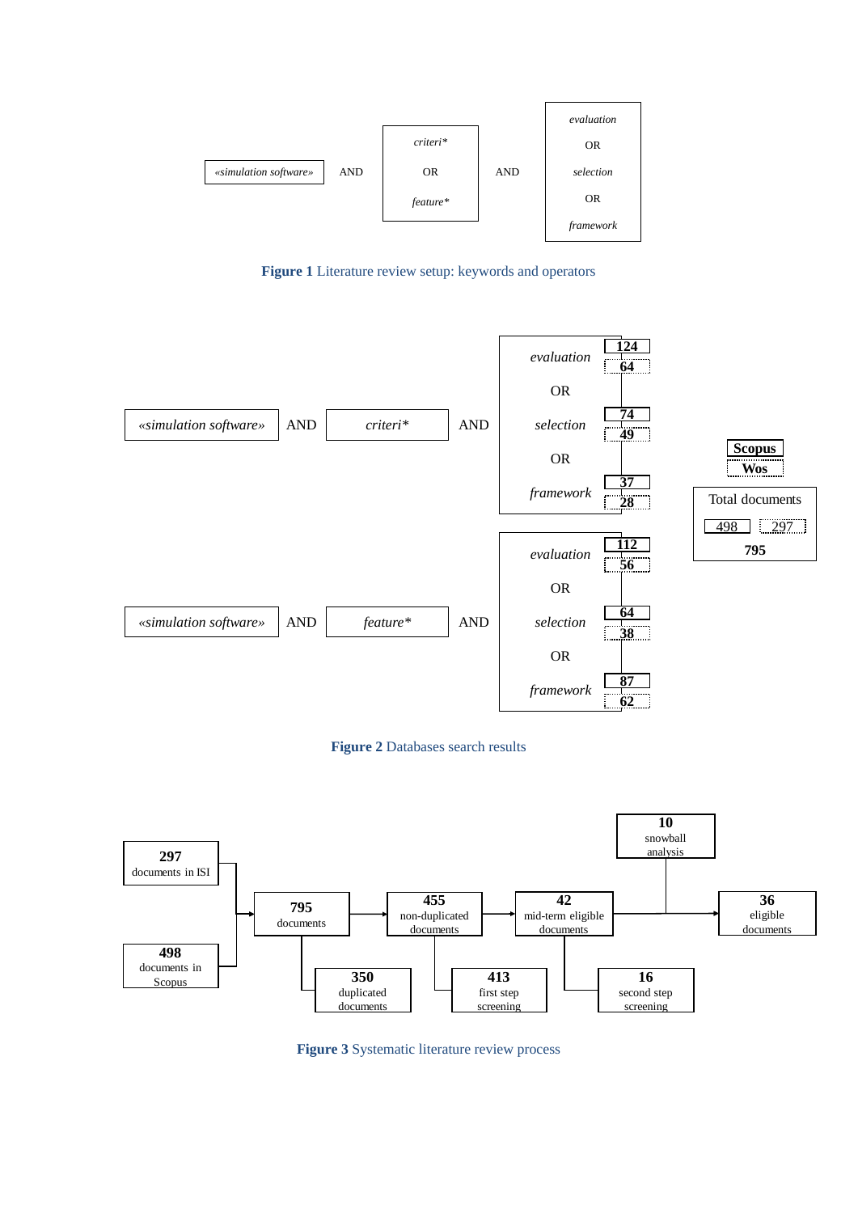«simulation software» AND criteri* OR feature* AND evaluation OR selection OR framework

**Figure 1** Literature review setup: keywords and operators

«simulation software» AND criteri* AND evaluation (124 / 64) OR selection (74 / 49) OR framework (37 / 28)

«simulation software» AND feature* AND evaluation (112 / 56) OR selection (64 / 38) OR framework (87 / 62)

Scopus / Wos

Total documents: 498 / 297

795

**Figure 2** Databases search results

**297** documents in ISI

**498** documents in Scopus

**795** documents

**350** duplicated documents

**455** non-duplicated documents

**413** first step screening

**42** mid-term eligible documents

**16** second step screening

**10** snowball analysis

**36** eligible documents

**Figure 3** Systematic literature review process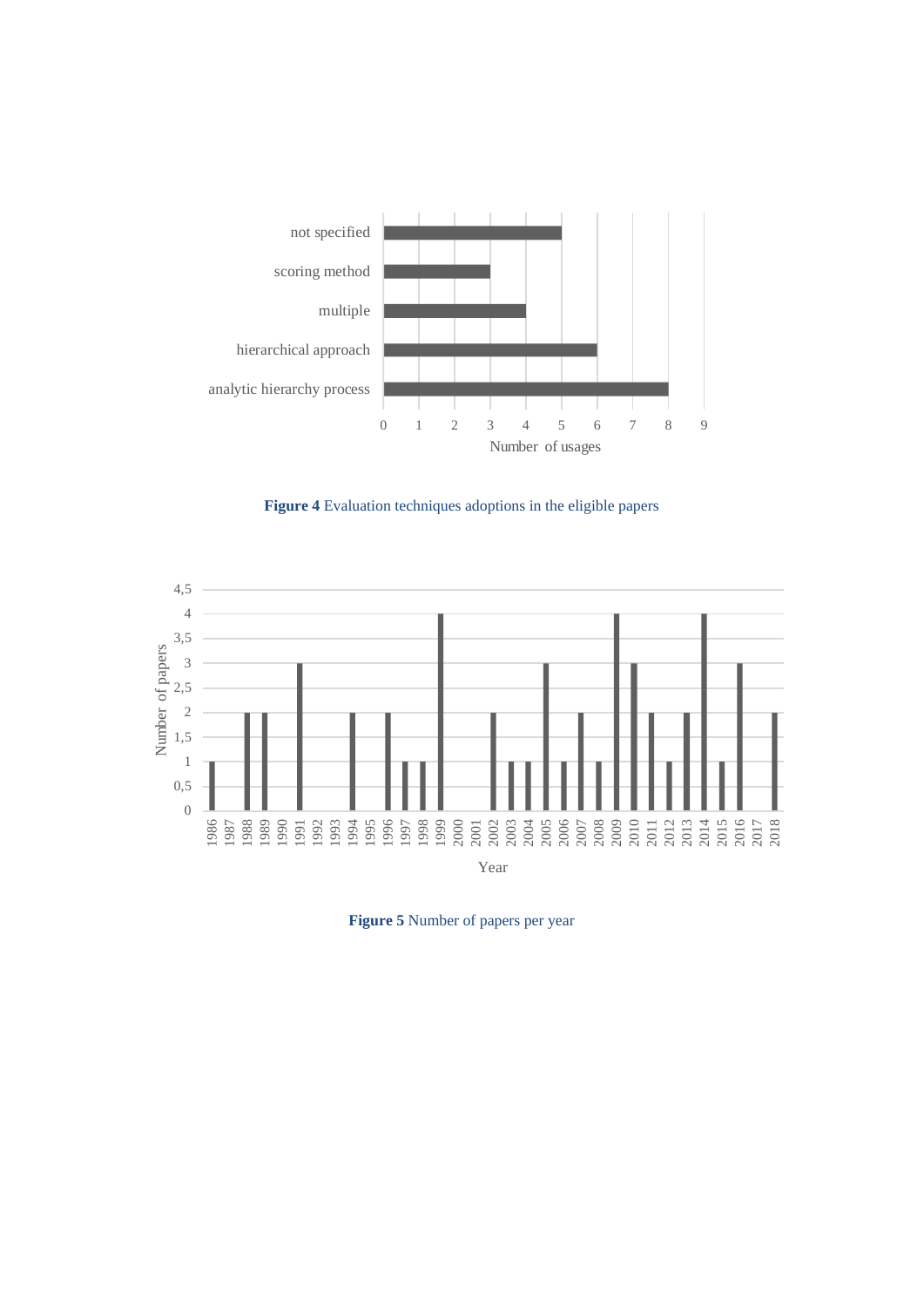**Figure 4** Evaluation techniques adoptions in the eligible papers

**Figure 5** Number of papers per year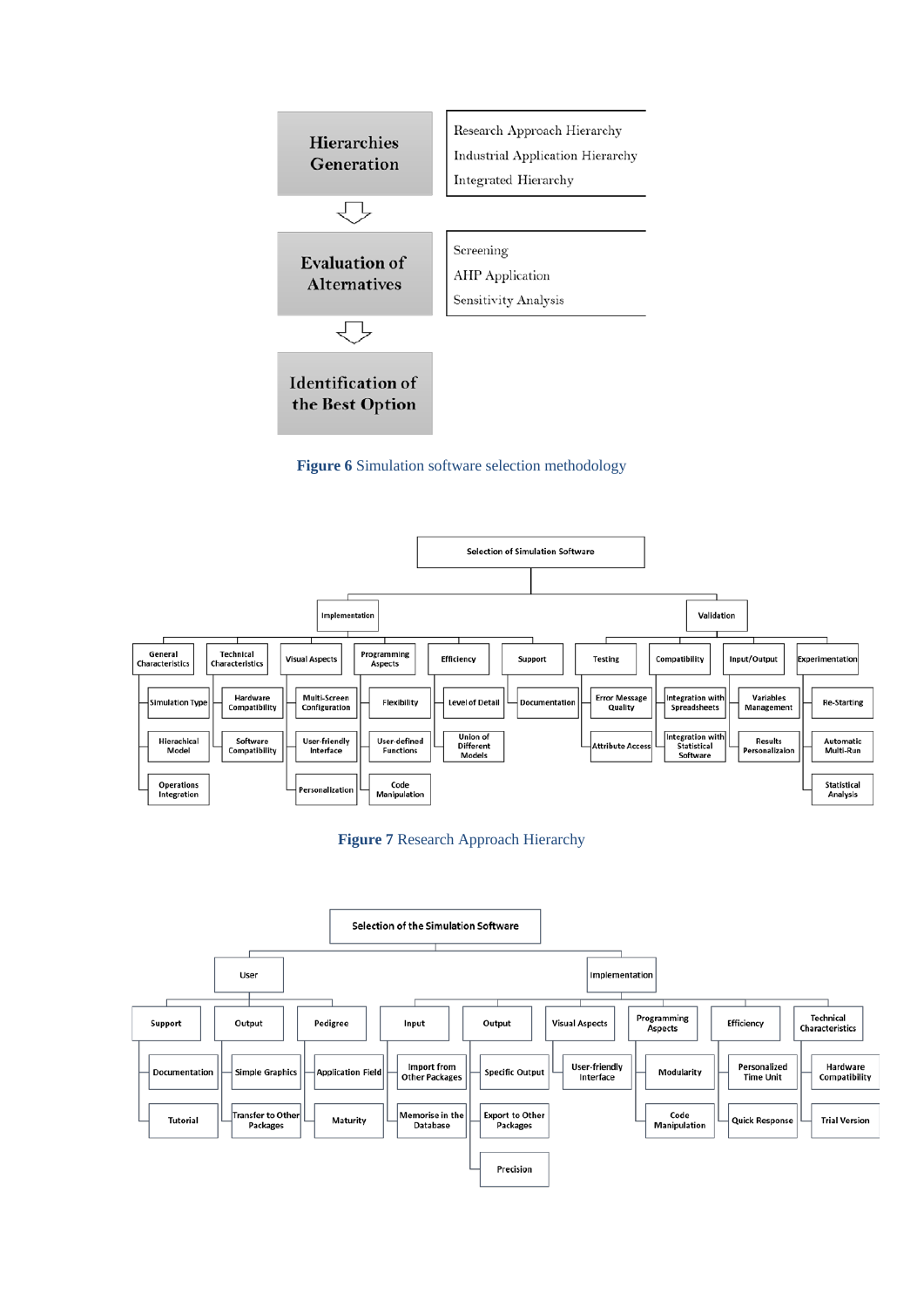**Hierarchies Generation**
- Research Approach Hierarchy
- Industrial Application Hierarchy
- Integrated Hierarchy

**Evaluation of Alternatives**
- Screening
- AHP Application
- Sensitivity Analysis

**Identification of the Best Option**

**Figure 6** Simulation software selection methodology

Selection of Simulation Software

- Implementation
  - General Characteristics
    - Simulation Type
    - Hierachical Model
    - Operations Integration
  - Technical Characteristics
    - Hardware Compatibility
    - Software Compatibility
  - Visual Aspects
    - Multi-Screen Configuration
    - User-friendly Interface
    - Personalization
  - Programming Aspects
    - Flexibility
    - User-defined Functions
    - Code Manipulation
  - Efficiency
    - Level of Detail
    - Union of Different Models
  - Support
    - Documentation
- Validation
  - Testing
    - Error Message Quality
    - Attribute Access
  - Compatibility
    - Integration with Spreadsheets
    - Integration with Statistical Software
  - Input/Output
    - Variables Management
    - Results Personalization
  - Experimentation
    - Re-Starting
    - Automatic Multi-Run
    - Statistical Analysis

**Figure 7** Research Approach Hierarchy

Selection of the Simulation Software

- User
  - Support
    - Documentation
    - Tutorial
  - Output
    - Simple Graphics
    - Transfer to Other Packages
  - Pedigree
    - Application Field
    - Maturity
- Implementation
  - Input
    - Import from Other Packages
    - Memorise in the Database
  - Output
    - Specific Output
    - Export to Other Packages
    - Precision
  - Visual Aspects
    - User-friendly Interface
  - Programming Aspects
    - Modularity
    - Code Manipulation
  - Efficiency
    - Personalized Time Unit
    - Quick Response
  - Technical Characteristics
    - Hardware Compatibility
    - Trial Version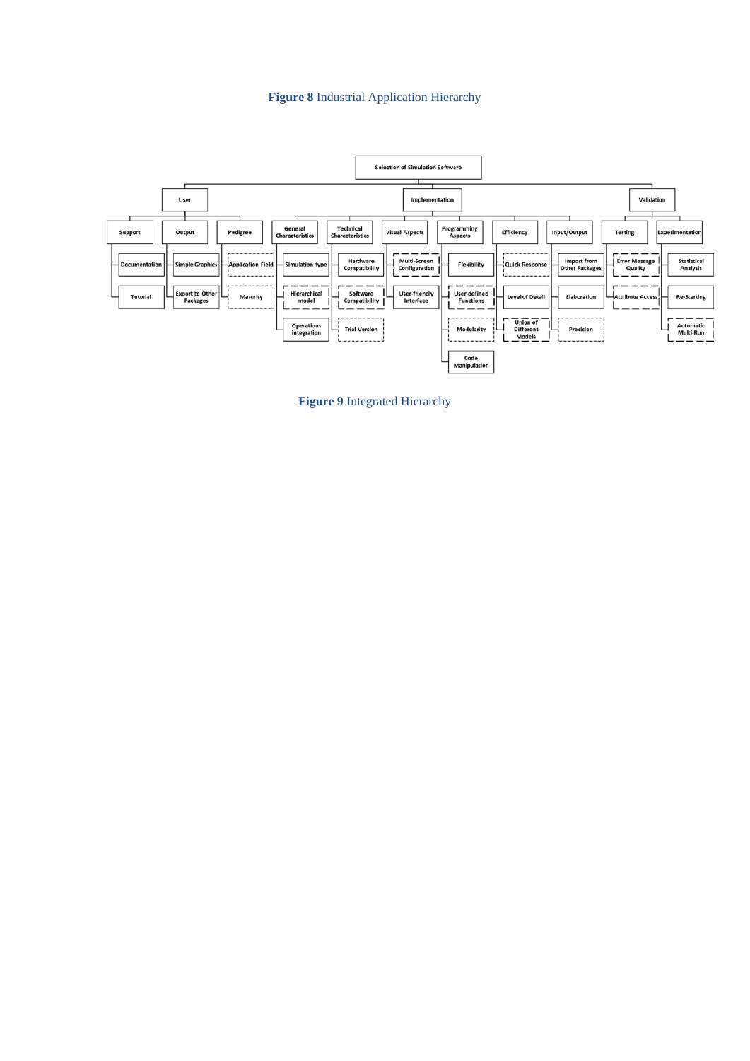**Figure 8** Industrial Application Hierarchy

Selection of Simulation Software

- User
  - Support
    - Documentation
    - Tutorial
  - Output
    - Simple Graphics
    - Export to Other Packages
  - Pedigree
    - Application Field
    - Maturity
- Implementation
  - General Characteristics
    - Simulation type
    - Hierarchical model
    - Operations integration
  - Technical Characteristics
    - Hardware Compatibility
    - Software Compatibility
    - Trial Version
  - Visual Aspects
    - Multi-Screen Configuration
    - User-friendly Interface
  - Programming Aspects
    - Flexibility
    - User-defined Functions
    - Modularity
    - Code Manipulation
  - Efficiency
    - Quick Response
    - Level of Detail
    - Union of Different Models
  - Input/Output
    - Import from Other Packages
    - Elaboration
    - Precision
- Validation
  - Testing
    - Error Message Quality
    - Attribute Access
  - Experimentation
    - Statistical Analysis
    - Re-Starting
    - Automatic Multi-Run

**Figure 9** Integrated Hierarchy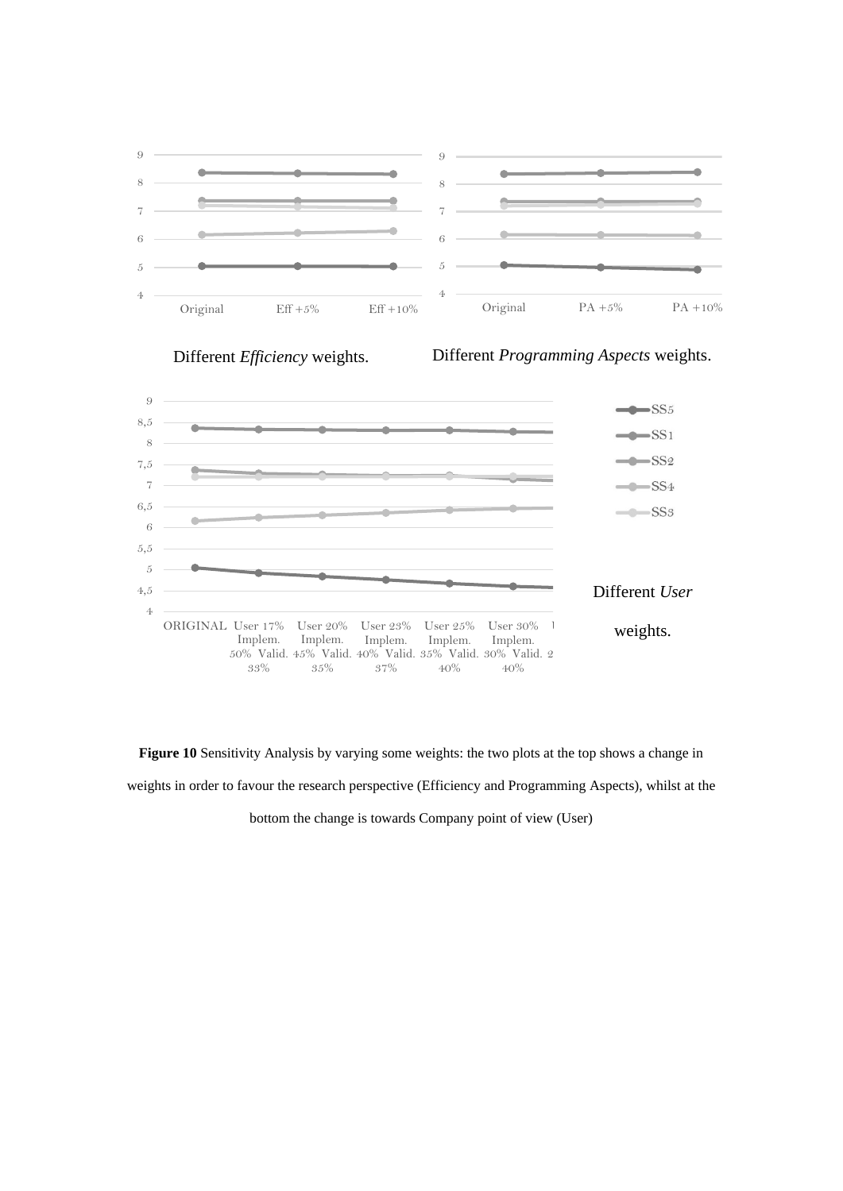Different *Efficiency* weights.

Different *Programming Aspects* weights.

Different *User* weights.

**Figure 10** Sensitivity Analysis by varying some weights: the two plots at the top shows a change in weights in order to favour the research perspective (Efficiency and Programming Aspects), whilst at the bottom the change is towards Company point of view (User)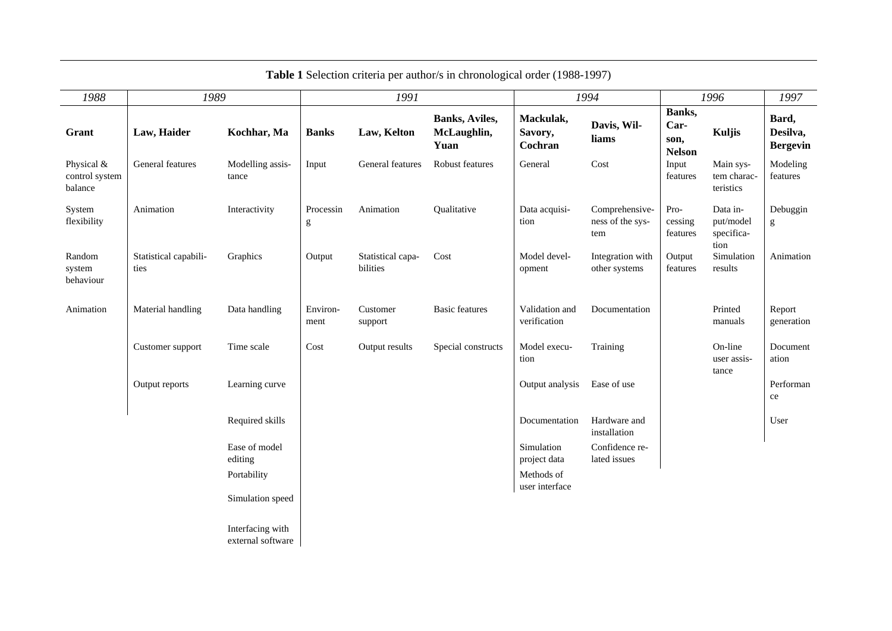**Table 1** Selection criteria per author/s in chronological order (1988-1997)

| *1988* | *1989* | | *1991* | | | *1994* | | *1996* | | *1997* |
|---|---|---|---|---|---|---|---|---|---|---|
| **Grant** | **Law, Haider** | **Kochhar, Ma** | **Banks** | **Law, Kelton** | **Banks, Aviles, McLaughlin, Yuan** | **Mackulak, Savory, Cochran** | **Davis, Williams** | **Banks, Carson, Nelson** | **Kuljis** | **Bard, Desilva, Bergevin** |
| Physical & control system balance | General features | Modelling assistance | Input | General features | Robust features | General | Cost | Input features | Main system characteristics | Modeling features |
| System flexibility | Animation | Interactivity | Processing | Animation | Qualitative | Data acquisition | Comprehensiveness of the system | Processing features | Data input/model specification | Debugging |
| Random system behaviour | Statistical capabilities | Graphics | Output | Statistical capabilities | Cost | Model development | Integration with other systems | Output features | Simulation results | Animation |
| Animation | Material handling | Data handling | Environment | Customer support | Basic features | Validation and verification | Documentation | | Printed manuals | Report generation |
| | Customer support | Time scale | Cost | Output results | Special constructs | Model execution | Training | | On-line user assistance | Documentation |
| | Output reports | Learning curve | | | | Output analysis | Ease of use | | | Performance |
| | | Required skills | | | | Documentation | Hardware and installation | | | User |
| | | Ease of model editing | | | | Simulation project data | Confidence related issues | | | |
| | | Portability | | | | Methods of user interface | | | | |
| | | Simulation speed | | | | | | | | |
| | | Interfacing with external software | | | | | | | | |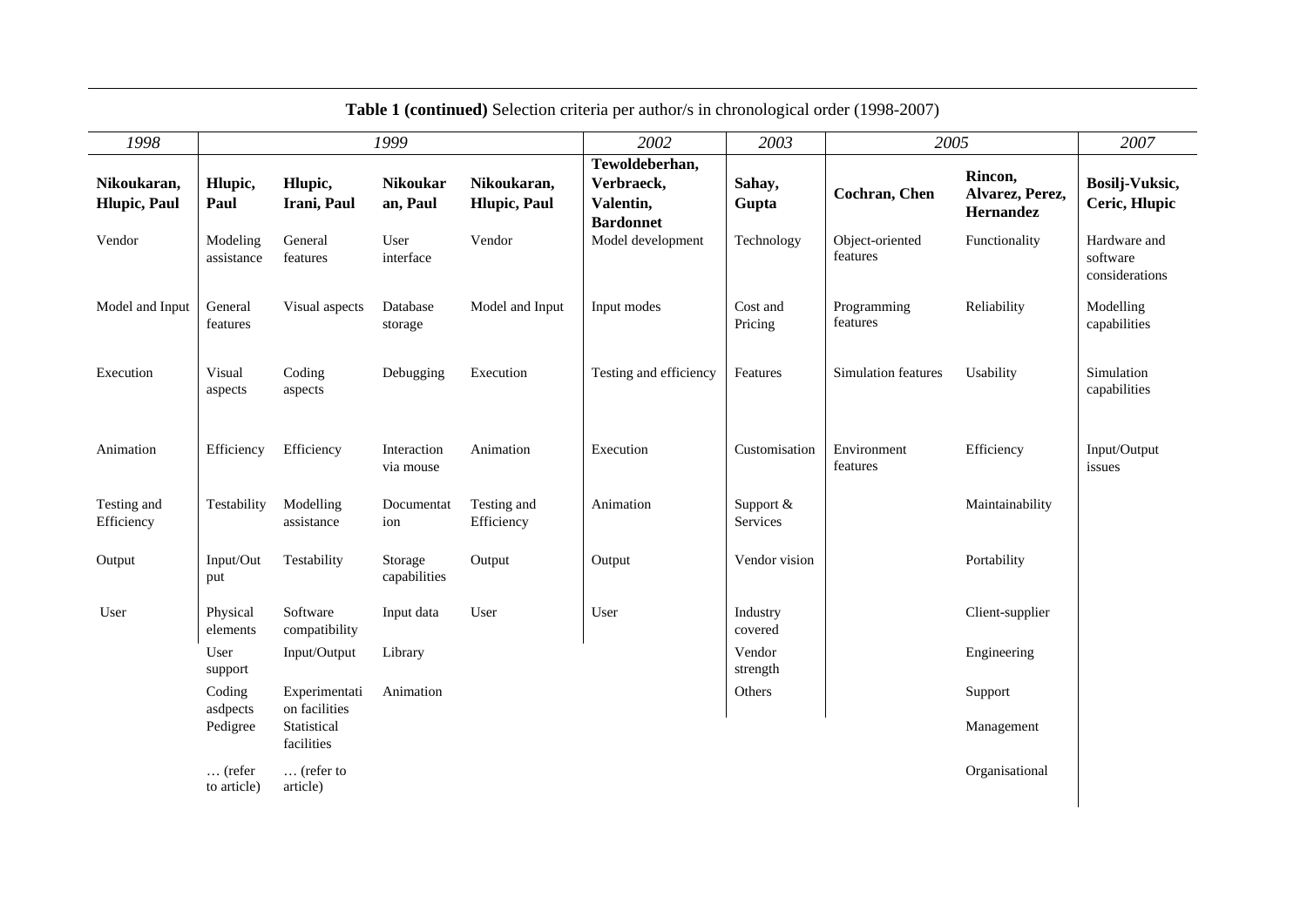**Table 1 (continued)** Selection criteria per author/s in chronological order (1998-2007)

| *1998* | *1999* | | | | *2002* | *2003* | *2005* | | *2007* |
|---|---|---|---|---|---|---|---|---|---|
| **Nikoukaran, Hlupic, Paul** | **Hlupic, Paul** | **Hlupic, Irani, Paul** | **Nikoukaran, Paul** | **Nikoukaran, Hlupic, Paul** | **Tewoldeberhan, Verbraeck, Valentin, Bardonnet** | **Sahay, Gupta** | **Cochran, Chen** | **Rincon, Alvarez, Perez, Hernandez** | **Bosilj-Vuksic, Ceric, Hlupic** |
| Vendor | Modeling assistance | General features | User interface | Vendor | Model development | Technology | Object-oriented features | Functionality | Hardware and software considerations |
| Model and Input | General features | Visual aspects | Database storage | Model and Input | Input modes | Cost and Pricing | Programming features | Reliability | Modelling capabilities |
| Execution | Visual aspects | Coding aspects | Debugging | Execution | Testing and efficiency | Features | Simulation features | Usability | Simulation capabilities |
| Animation | Efficiency | Efficiency | Interaction via mouse | Animation | Execution | Customisation | Environment features | Efficiency | Input/Output issues |
| Testing and Efficiency | Testability | Modelling assistance | Documentation | Testing and Efficiency | Animation | Support & Services | | Maintainability | |
| Output | Input/Output | Testability | Storage capabilities | Output | Output | Vendor vision | | Portability | |
| User | Physical elements | Software compatibility | Input data | User | User | Industry covered | | Client-supplier | |
| | User support | Input/Output | Library | | | Vendor strength | | Engineering | |
| | Coding asdpects | Experimentation facilities | Animation | | | Others | | Support | |
| | Pedigree | Statistical facilities | | | | | | Management | |
| | … (refer to article) | … (refer to article) | | | | | | Organisational | |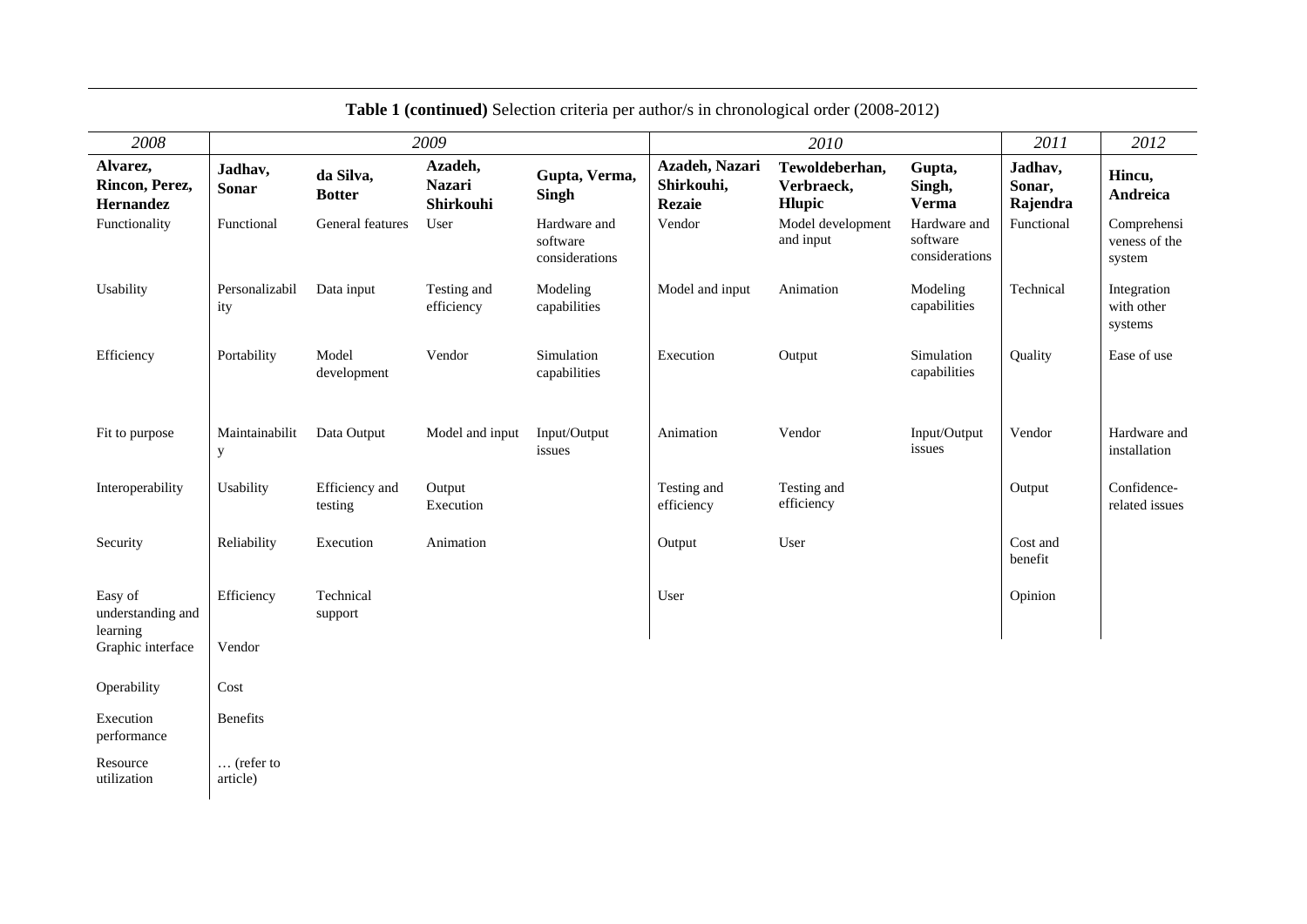**Table 1 (continued)** Selection criteria per author/s in chronological order (2008-2012)

| *2008* | *2009* | | | | *2010* | | | *2011* | *2012* |
|---|---|---|---|---|---|---|---|---|---|
| **Alvarez, Rincon, Perez, Hernandez** | **Jadhav, Sonar** | **da Silva, Botter** | **Azadeh, Nazari Shirkouhi** | **Gupta, Verma, Singh** | **Azadeh, Nazari Shirkouhi, Rezaie** | **Tewoldeberhan, Verbraeck, Hlupic** | **Gupta, Singh, Verma** | **Jadhav, Sonar, Rajendra** | **Hincu, Andreica** |
| Functionality | Functional | General features | User | Hardware and software considerations | Vendor | Model development and input | Hardware and software considerations | Functional | Comprehensiveness of the system |
| Usability | Personalizability | Data input | Testing and efficiency | Modeling capabilities | Model and input | Animation | Modeling capabilities | Technical | Integration with other systems |
| Efficiency | Portability | Model development | Vendor | Simulation capabilities | Execution | Output | Simulation capabilities | Quality | Ease of use |
| Fit to purpose | Maintainability | Data Output | Model and input | Input/Output issues | Animation | Vendor | Input/Output issues | Vendor | Hardware and installation |
| Interoperability | Usability | Efficiency and testing | Output Execution | | Testing and efficiency | Testing and efficiency | | Output | Confidence-related issues |
| Security | Reliability | Execution | Animation | | Output | User | | Cost and benefit | |
| Easy of understanding and learning | Efficiency | Technical support | | | User | | | Opinion | |
| Graphic interface | Vendor | | | | | | | | |
| Operability | Cost | | | | | | | | |
| Execution performance | Benefits | | | | | | | | |
| Resource utilization | … (refer to article) | | | | | | | | |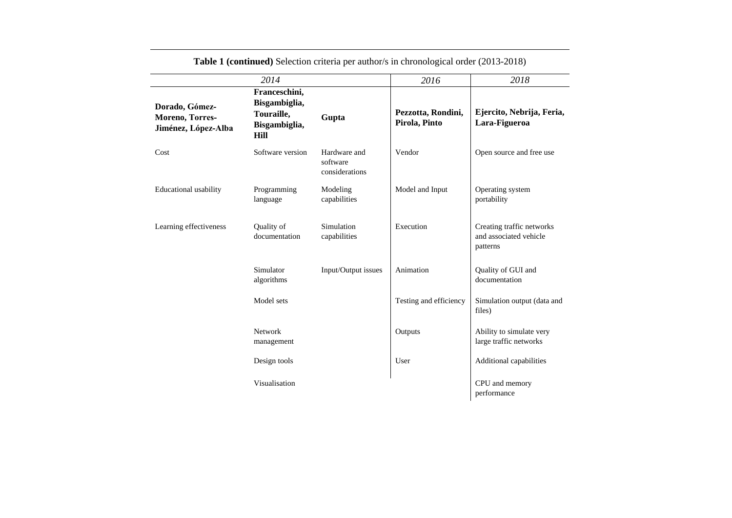**Table 1 (continued)** Selection criteria per author/s in chronological order (2013-2018)

| *2014* | | | *2016* | *2018* |
|---|---|---|---|---|
| **Dorado, Gómez-Moreno, Torres-Jiménez, López-Alba** | **Franceschini, Bisgambiglia, Touraille, Bisgambiglia, Hill** | **Gupta** | **Pezzotta, Rondini, Pirola, Pinto** | **Ejercito, Nebrija, Feria, Lara-Figueroa** |
| Cost | Software version | Hardware and software considerations | Vendor | Open source and free use |
| Educational usability | Programming language | Modeling capabilities | Model and Input | Operating system portability |
| Learning effectiveness | Quality of documentation | Simulation capabilities | Execution | Creating traffic networks and associated vehicle patterns |
| | Simulator algorithms | Input/Output issues | Animation | Quality of GUI and documentation |
| | Model sets | | Testing and efficiency | Simulation output (data and files) |
| | Network management | | Outputs | Ability to simulate very large traffic networks |
| | Design tools | | User | Additional capabilities |
| | Visualisation | | | CPU and memory performance |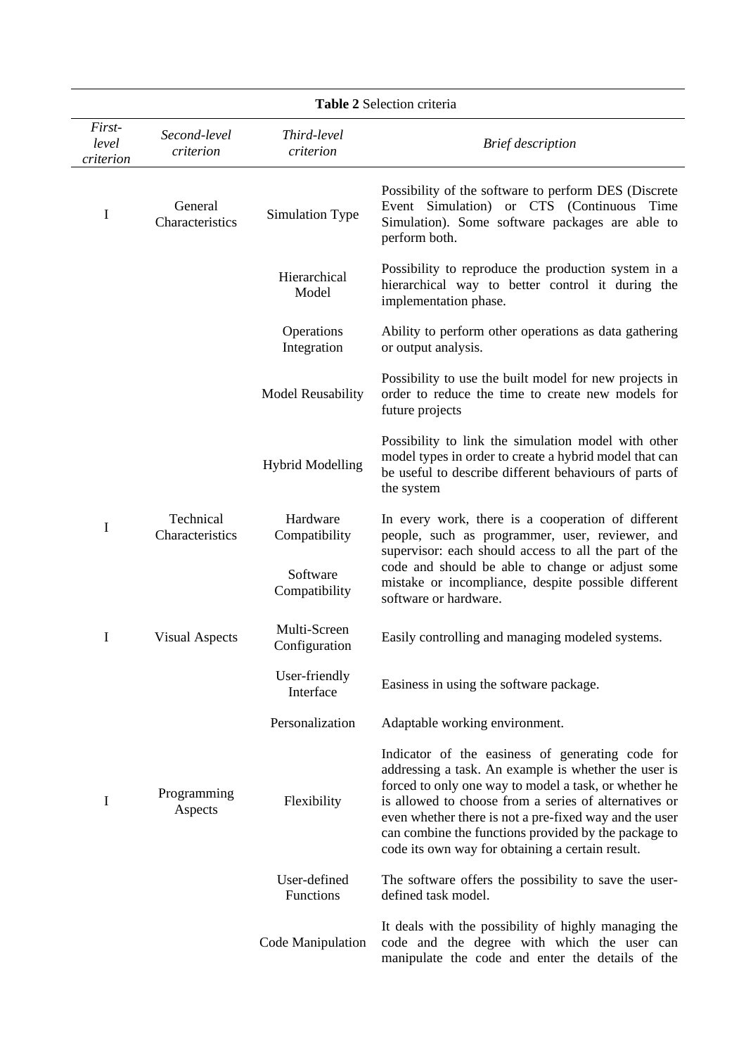**Table 2** Selection criteria

| *First-level criterion* | *Second-level criterion* | *Third-level criterion* | *Brief description* |
|---|---|---|---|
| I | General Characteristics | Simulation Type | Possibility of the software to perform DES (Discrete Event Simulation) or CTS (Continuous Time Simulation). Some software packages are able to perform both. |
| | | Hierarchical Model | Possibility to reproduce the production system in a hierarchical way to better control it during the implementation phase. |
| | | Operations Integration | Ability to perform other operations as data gathering or output analysis. |
| | | Model Reusability | Possibility to use the built model for new projects in order to reduce the time to create new models for future projects |
| | | Hybrid Modelling | Possibility to link the simulation model with other model types in order to create a hybrid model that can be useful to describe different behaviours of parts of the system |
| I | Technical Characteristics | Hardware Compatibility | In every work, there is a cooperation of different people, such as programmer, user, reviewer, and supervisor: each should access to all the part of the code and should be able to change or adjust some mistake or incompliance, despite possible different software or hardware. |
| | | Software Compatibility | |
| I | Visual Aspects | Multi-Screen Configuration | Easily controlling and managing modeled systems. |
| | | User-friendly Interface | Easiness in using the software package. |
| | | Personalization | Adaptable working environment. |
| I | Programming Aspects | Flexibility | Indicator of the easiness of generating code for addressing a task. An example is whether the user is forced to only one way to model a task, or whether he is allowed to choose from a series of alternatives or even whether there is not a pre-fixed way and the user can combine the functions provided by the package to code its own way for obtaining a certain result. |
| | | User-defined Functions | The software offers the possibility to save the user-defined task model. |
| | | Code Manipulation | It deals with the possibility of highly managing the code and the degree with which the user can manipulate the code and enter the details of the |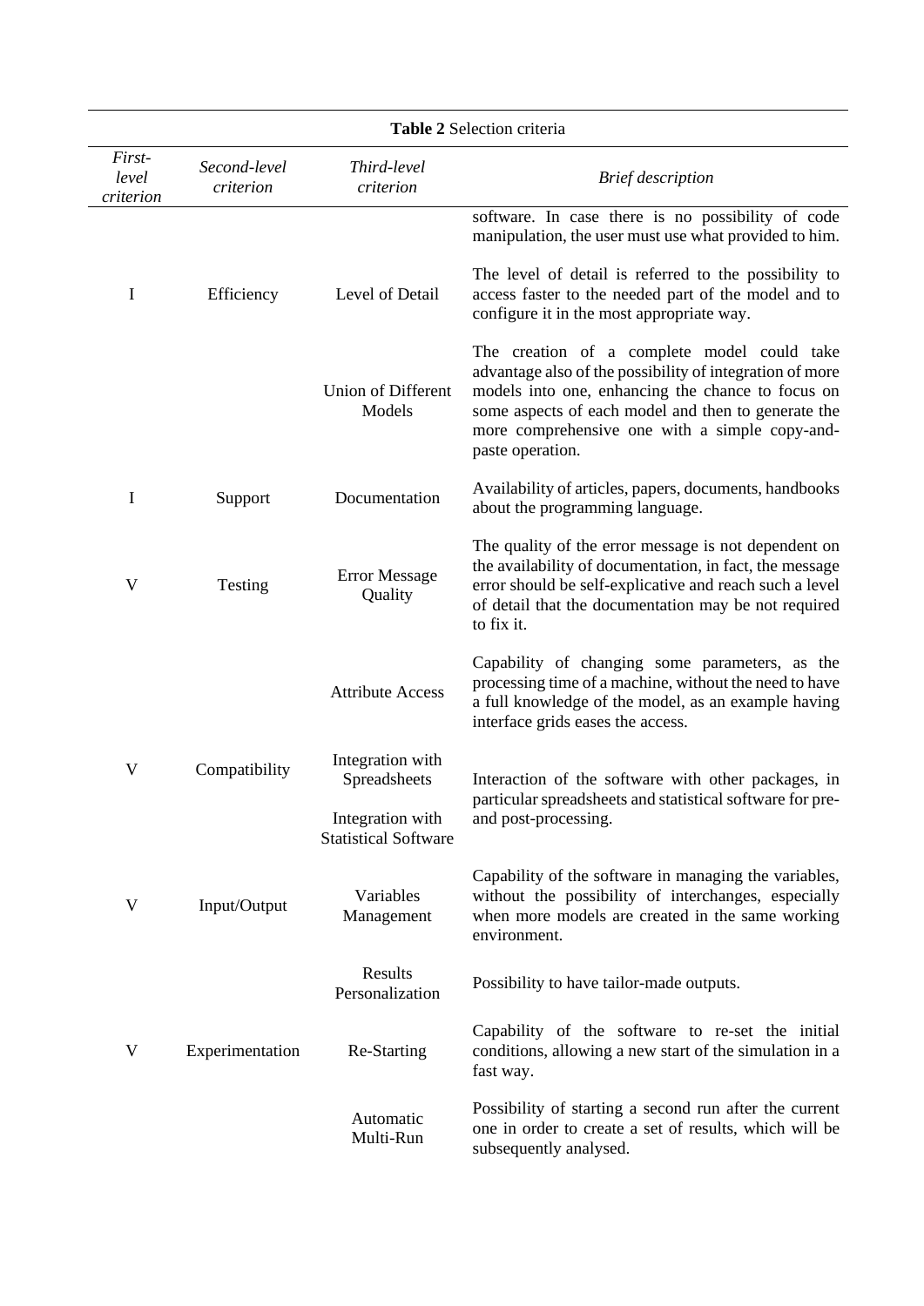**Table 2** Selection criteria

| *First-level criterion* | *Second-level criterion* | *Third-level criterion* | *Brief description* |
|---|---|---|---|
| | | | software. In case there is no possibility of code manipulation, the user must use what provided to him. |
| I | Efficiency | Level of Detail | The level of detail is referred to the possibility to access faster to the needed part of the model and to configure it in the most appropriate way. |
| | | Union of Different Models | The creation of a complete model could take advantage also of the possibility of integration of more models into one, enhancing the chance to focus on some aspects of each model and then to generate the more comprehensive one with a simple copy-and-paste operation. |
| I | Support | Documentation | Availability of articles, papers, documents, handbooks about the programming language. |
| V | Testing | Error Message Quality | The quality of the error message is not dependent on the availability of documentation, in fact, the message error should be self-explicative and reach such a level of detail that the documentation may be not required to fix it. |
| | | Attribute Access | Capability of changing some parameters, as the processing time of a machine, without the need to have a full knowledge of the model, as an example having interface grids eases the access. |
| V | Compatibility | Integration with Spreadsheets | Interaction of the software with other packages, in particular spreadsheets and statistical software for pre- and post-processing. |
| | | Integration with Statistical Software | |
| V | Input/Output | Variables Management | Capability of the software in managing the variables, without the possibility of interchanges, especially when more models are created in the same working environment. |
| | | Results Personalization | Possibility to have tailor-made outputs. |
| V | Experimentation | Re-Starting | Capability of the software to re-set the initial conditions, allowing a new start of the simulation in a fast way. |
| | | Automatic Multi-Run | Possibility of starting a second run after the current one in order to create a set of results, which will be subsequently analysed. |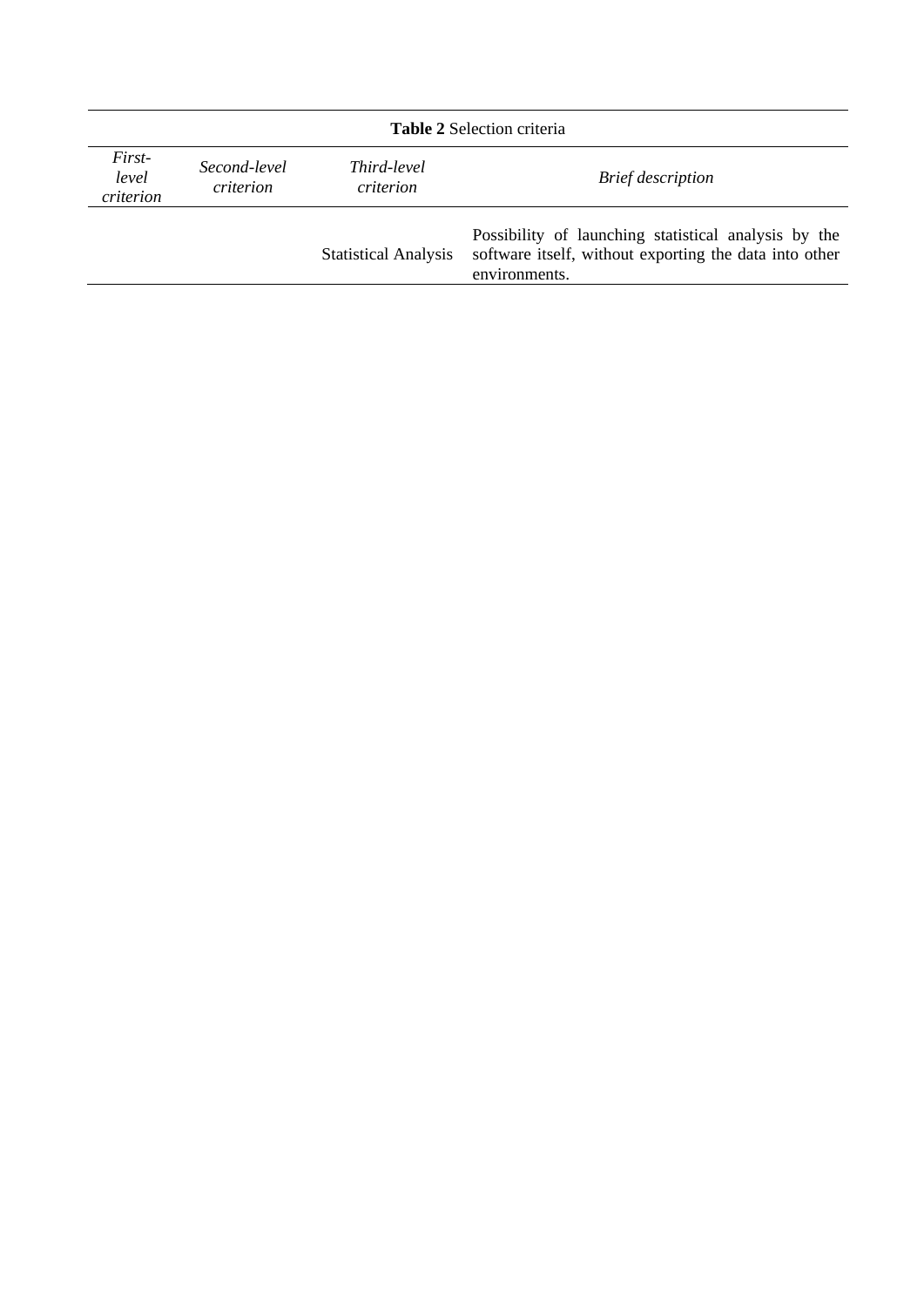**Table 2** Selection criteria

| *First-level criterion* | *Second-level criterion* | *Third-level criterion* | *Brief description* |
|---|---|---|---|
| | | Statistical Analysis | Possibility of launching statistical analysis by the software itself, without exporting the data into other environments. |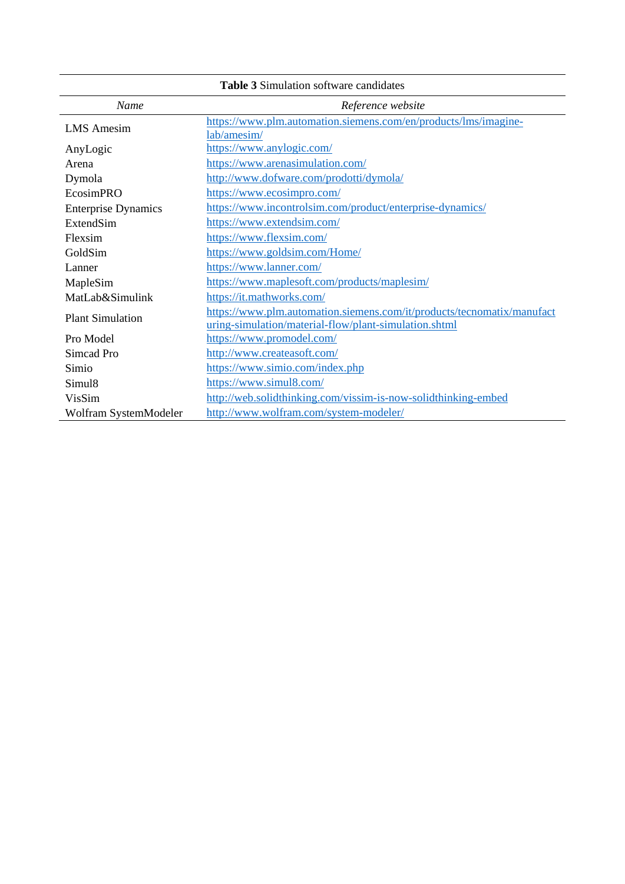**Table 3** Simulation software candidates

| *Name* | *Reference website* |
|---|---|
| LMS Amesim | https://www.plm.automation.siemens.com/en/products/lms/imagine-lab/amesim/ |
| AnyLogic | https://www.anylogic.com/ |
| Arena | https://www.arenasimulation.com/ |
| Dymola | http://www.dofware.com/prodotti/dymola/ |
| EcosimPRO | https://www.ecosimpro.com/ |
| Enterprise Dynamics | https://www.incontrolsim.com/product/enterprise-dynamics/ |
| ExtendSim | https://www.extendsim.com/ |
| Flexsim | https://www.flexsim.com/ |
| GoldSim | https://www.goldsim.com/Home/ |
| Lanner | https://www.lanner.com/ |
| MapleSim | https://www.maplesoft.com/products/maplesim/ |
| MatLab&Simulink | https://it.mathworks.com/ |
| Plant Simulation | https://www.plm.automation.siemens.com/it/products/tecnomatix/manufacturing-simulation/material-flow/plant-simulation.shtml |
| Pro Model | https://www.promodel.com/ |
| Simcad Pro | http://www.createasoft.com/ |
| Simio | https://www.simio.com/index.php |
| Simul8 | https://www.simul8.com/ |
| VisSim | http://web.solidthinking.com/vissim-is-now-solidthinking-embed |
| Wolfram SystemModeler | http://www.wolfram.com/system-modeler/ |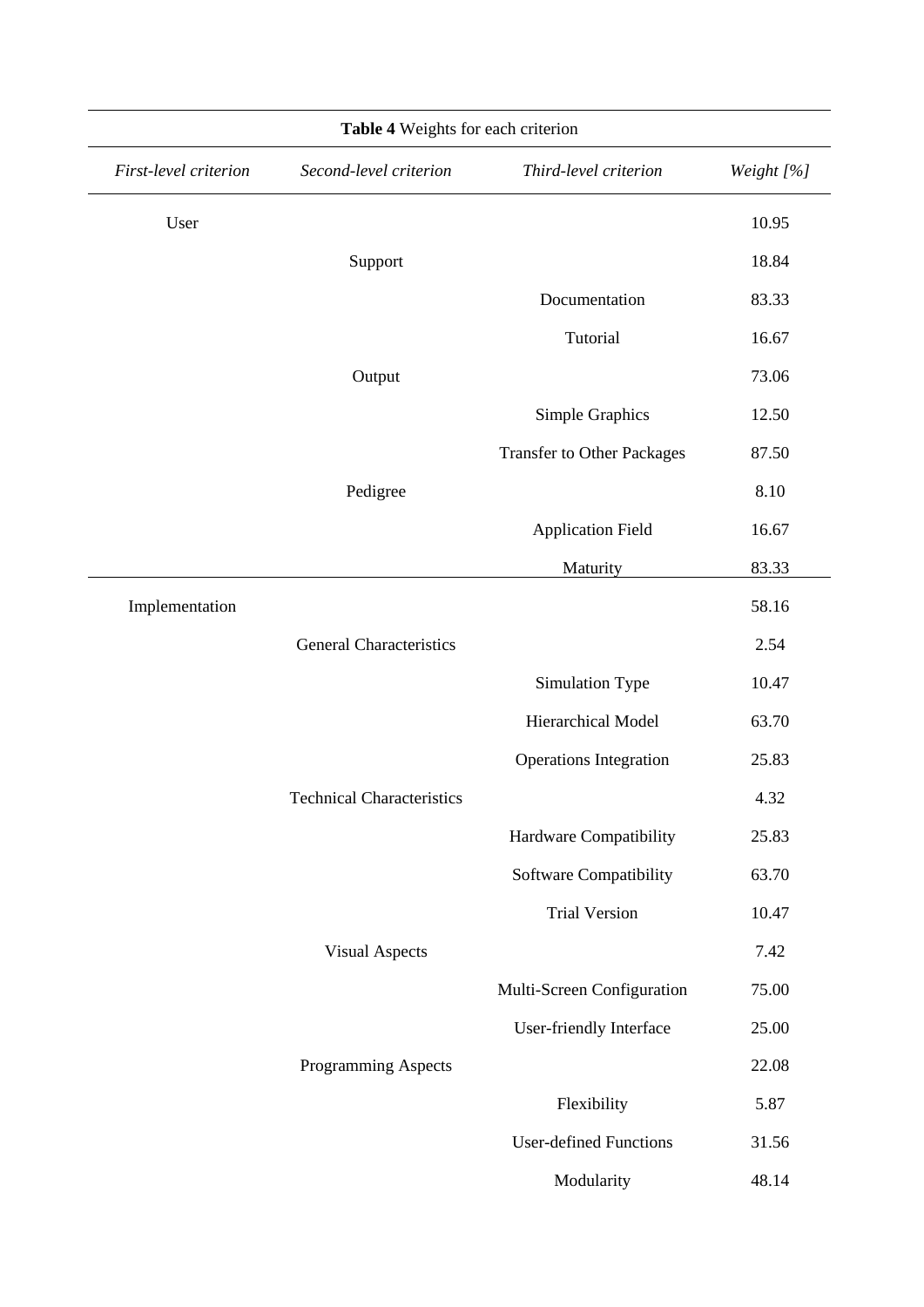**Table 4** Weights for each criterion

| *First-level criterion* | *Second-level criterion* | *Third-level criterion* | *Weight [%]* |
|---|---|---|---|
| User | | | 10.95 |
| | Support | | 18.84 |
| | | Documentation | 83.33 |
| | | Tutorial | 16.67 |
| | Output | | 73.06 |
| | | Simple Graphics | 12.50 |
| | | Transfer to Other Packages | 87.50 |
| | Pedigree | | 8.10 |
| | | Application Field | 16.67 |
| | | Maturity | 83.33 |
| Implementation | | | 58.16 |
| | General Characteristics | | 2.54 |
| | | Simulation Type | 10.47 |
| | | Hierarchical Model | 63.70 |
| | | Operations Integration | 25.83 |
| | Technical Characteristics | | 4.32 |
| | | Hardware Compatibility | 25.83 |
| | | Software Compatibility | 63.70 |
| | | Trial Version | 10.47 |
| | Visual Aspects | | 7.42 |
| | | Multi-Screen Configuration | 75.00 |
| | | User-friendly Interface | 25.00 |
| | Programming Aspects | | 22.08 |
| | | Flexibility | 5.87 |
| | | User-defined Functions | 31.56 |
| | | Modularity | 48.14 |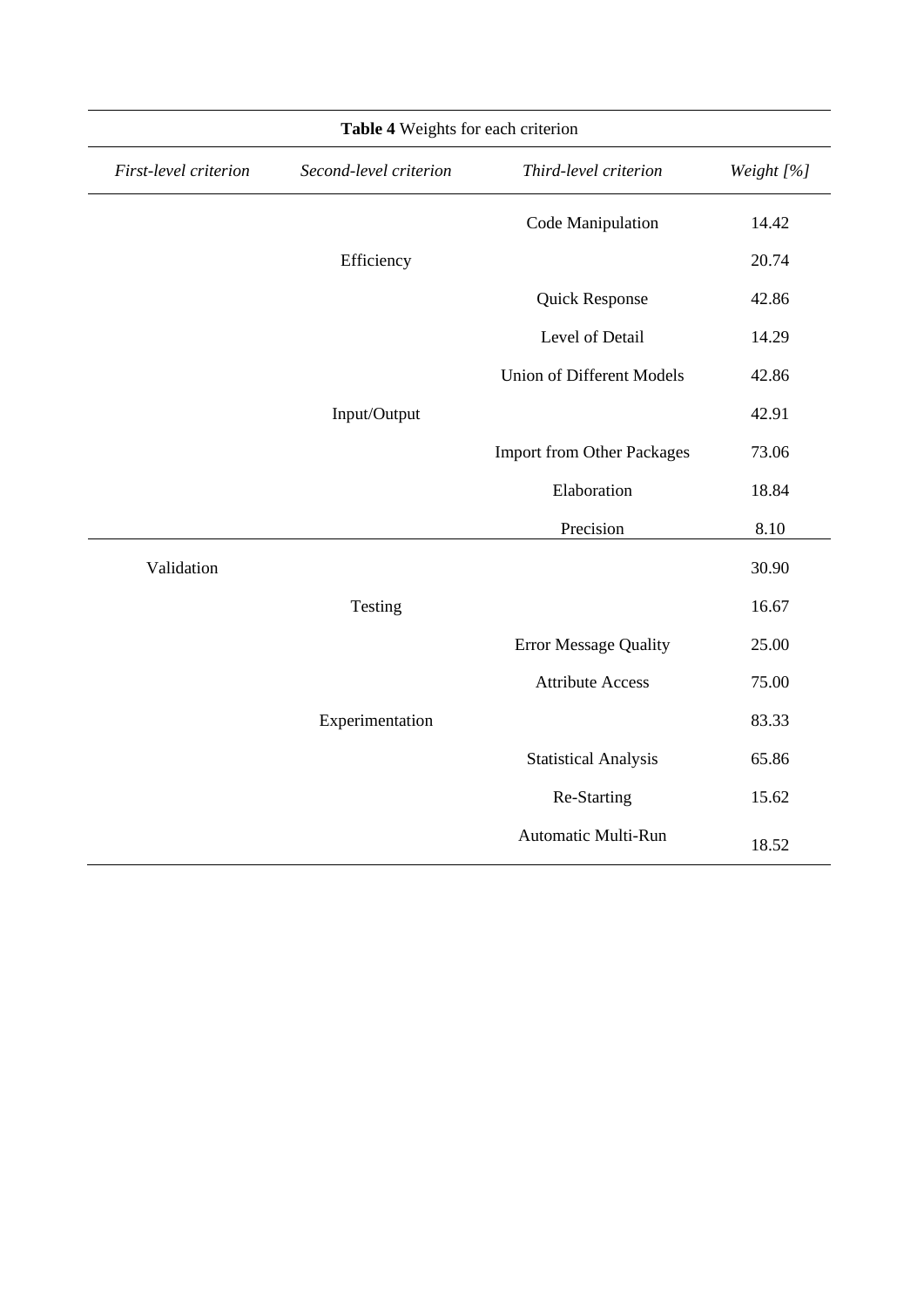**Table 4** Weights for each criterion

| *First-level criterion* | *Second-level criterion* | *Third-level criterion* | *Weight [%]* |
|---|---|---|---|
| | | Code Manipulation | 14.42 |
| | Efficiency | | 20.74 |
| | | Quick Response | 42.86 |
| | | Level of Detail | 14.29 |
| | | Union of Different Models | 42.86 |
| | Input/Output | | 42.91 |
| | | Import from Other Packages | 73.06 |
| | | Elaboration | 18.84 |
| | | Precision | 8.10 |
| Validation | | | 30.90 |
| | Testing | | 16.67 |
| | | Error Message Quality | 25.00 |
| | | Attribute Access | 75.00 |
| | Experimentation | | 83.33 |
| | | Statistical Analysis | 65.86 |
| | | Re-Starting | 15.62 |
| | | Automatic Multi-Run | 18.52 |